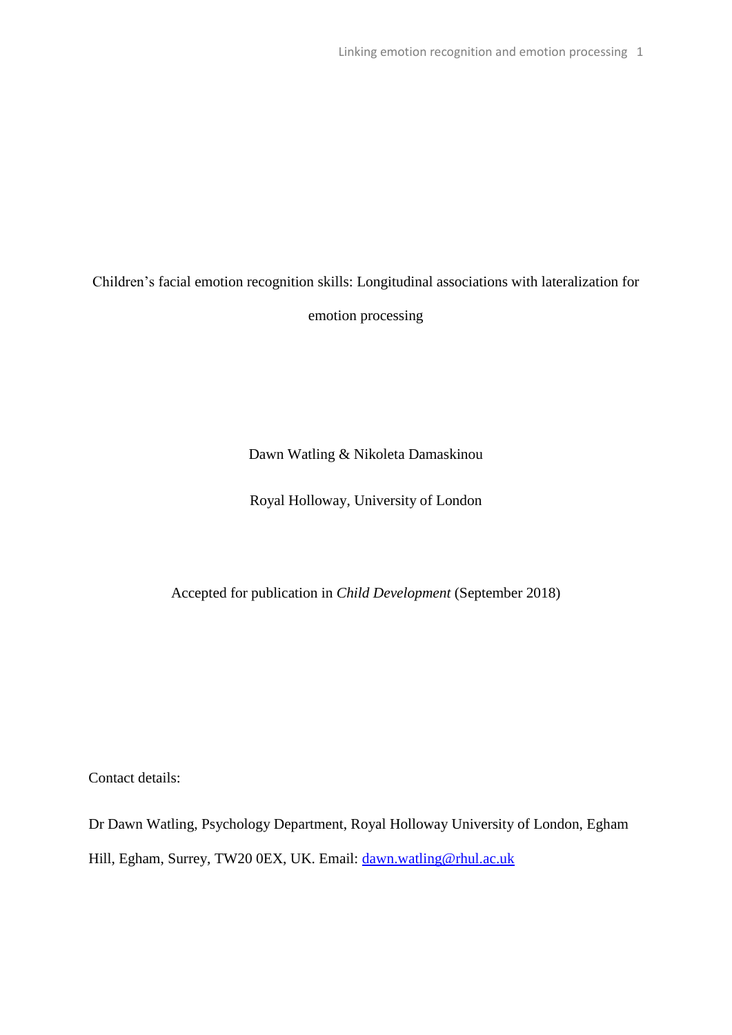# Children's facial emotion recognition skills: Longitudinal associations with lateralization for emotion processing

Dawn Watling & Nikoleta Damaskinou

Royal Holloway, University of London

Accepted for publication in *Child Development* (September 2018)

Contact details:

Dr Dawn Watling, Psychology Department, Royal Holloway University of London, Egham Hill, Egham, Surrey, TW20 0EX, UK. Email: dawn.watling@rhul.ac.uk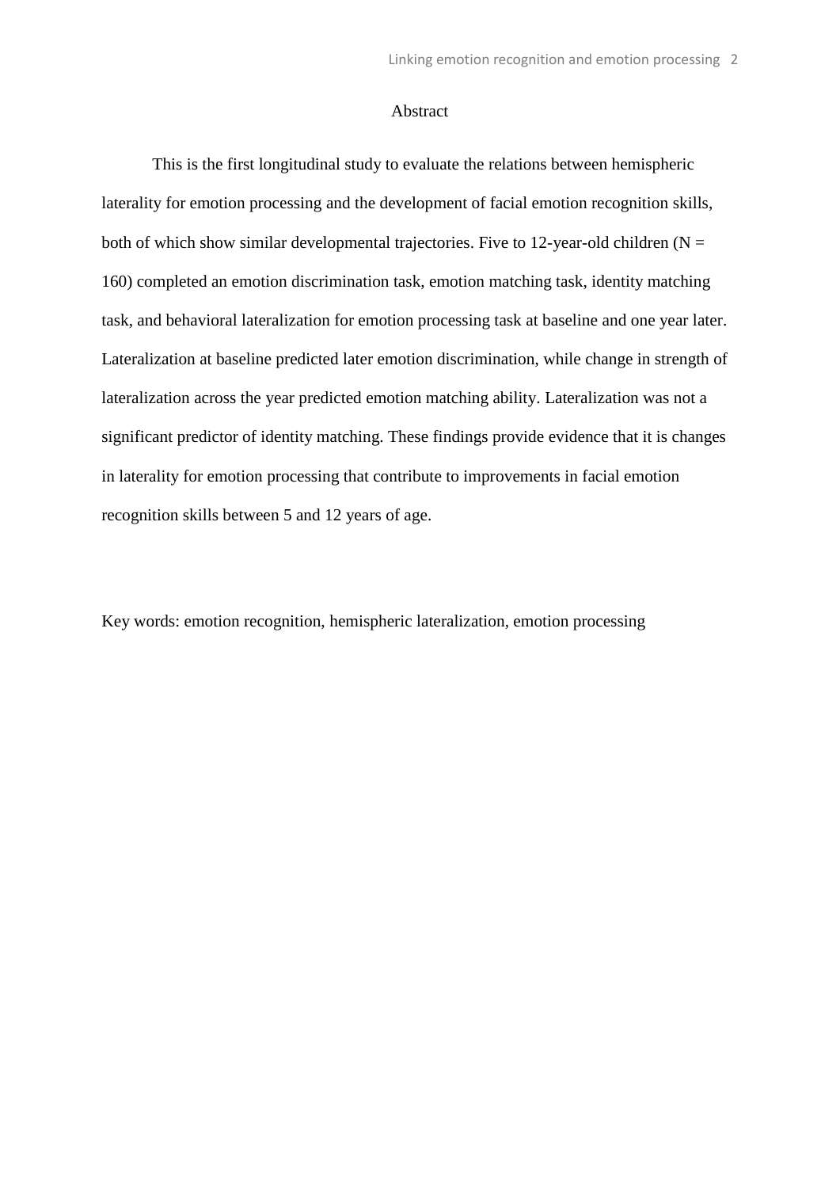# Abstract

This is the first longitudinal study to evaluate the relations between hemispheric laterality for emotion processing and the development of facial emotion recognition skills, both of which show similar developmental trajectories. Five to 12-year-old children ($N$ = 160) completed an emotion discrimination task, emotion matching task, identity matching task, and behavioral lateralization for emotion processing task at baseline and one year later. Lateralization at baseline predicted later emotion discrimination, while change in strength of lateralization across the year predicted emotion matching ability. Lateralization was not a significant predictor of identity matching. These findings provide evidence that it is changes in laterality for emotion processing that contribute to improvements in facial emotion recognition skills between 5 and 12 years of age.

Key words: emotion recognition, hemispheric lateralization, emotion processing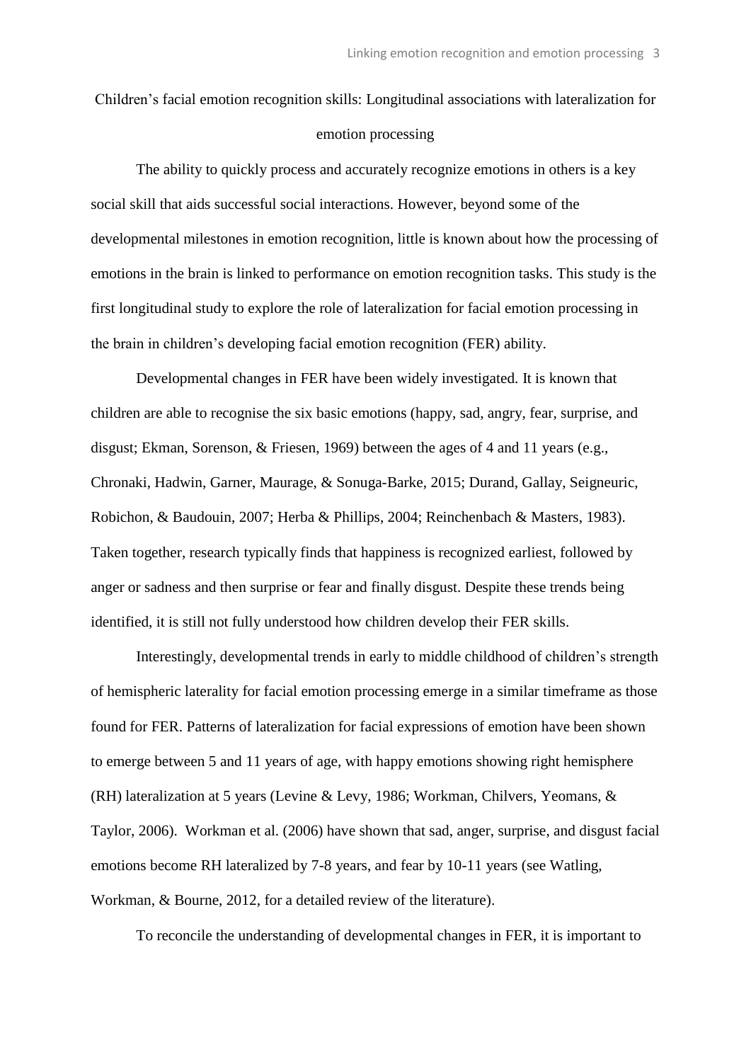Children's facial emotion recognition skills: Longitudinal associations with lateralization for emotion processing

The ability to quickly process and accurately recognize emotions in others is a key social skill that aids successful social interactions. However, beyond some of the developmental milestones in emotion recognition, little is known about how the processing of emotions in the brain is linked to performance on emotion recognition tasks. This study is the first longitudinal study to explore the role of lateralization for facial emotion processing in the brain in children's developing facial emotion recognition (FER) ability.

Developmental changes in FER have been widely investigated. It is known that children are able to recognise the six basic emotions (happy, sad, angry, fear, surprise, and disgust; Ekman, Sorenson, & Friesen, 1969) between the ages of 4 and 11 years (e.g., Chronaki, Hadwin, Garner, Maurage, & Sonuga-Barke, 2015; Durand, Gallay, Seigneuric, Robichon, & Baudouin, 2007; Herba & Phillips, 2004; Reinchenbach & Masters, 1983). Taken together, research typically finds that happiness is recognized earliest, followed by anger or sadness and then surprise or fear and finally disgust. Despite these trends being identified, it is still not fully understood how children develop their FER skills.

Interestingly, developmental trends in early to middle childhood of children's strength of hemispheric laterality for facial emotion processing emerge in a similar timeframe as those found for FER. Patterns of lateralization for facial expressions of emotion have been shown to emerge between 5 and 11 years of age, with happy emotions showing right hemisphere (RH) lateralization at 5 years (Levine & Levy, 1986; Workman, Chilvers, Yeomans, & Taylor, 2006). Workman et al. (2006) have shown that sad, anger, surprise, and disgust facial emotions become RH lateralized by 7-8 years, and fear by 10-11 years (see Watling, Workman, & Bourne, 2012, for a detailed review of the literature).

To reconcile the understanding of developmental changes in FER, it is important to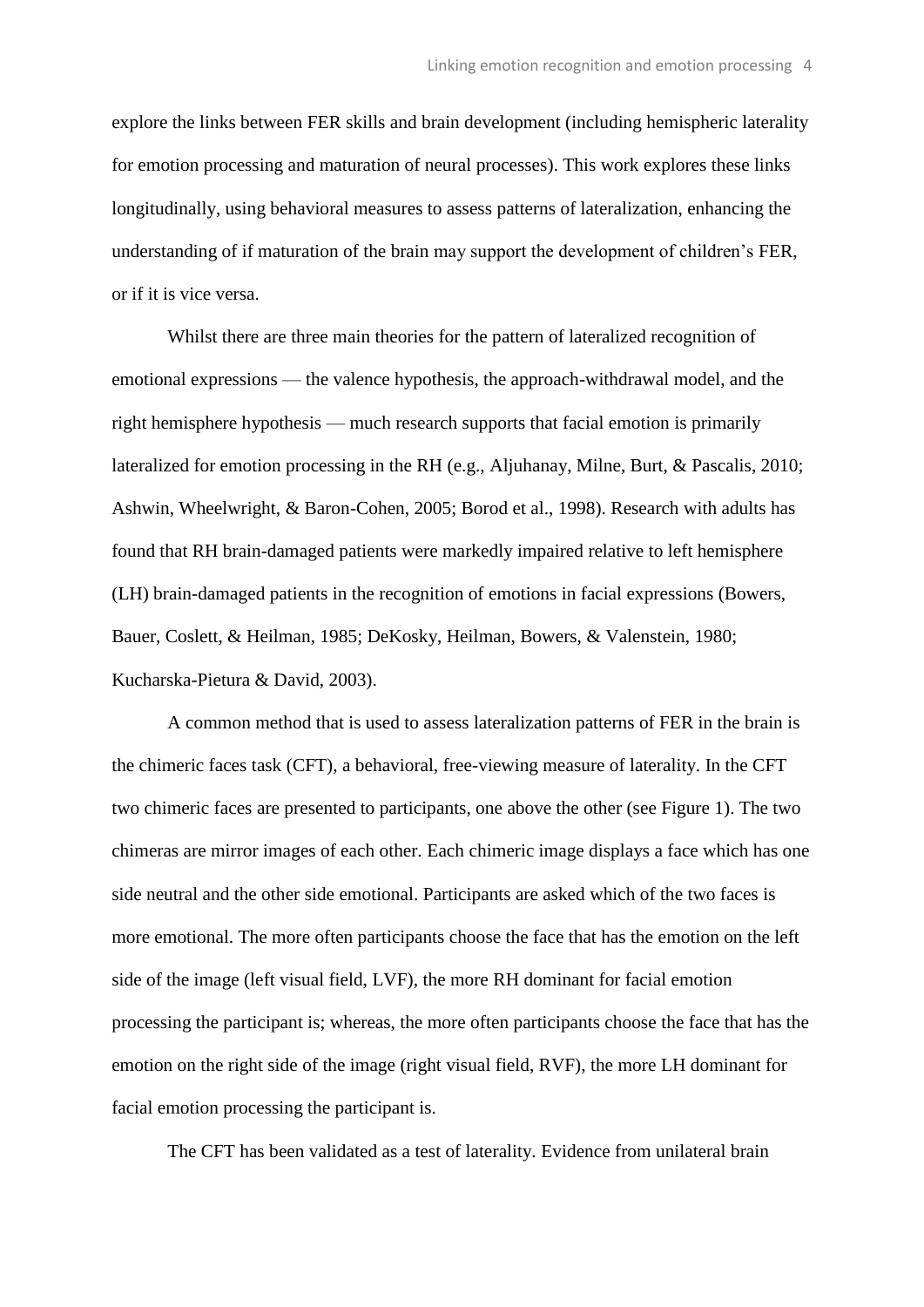explore the links between FER skills and brain development (including hemispheric laterality for emotion processing and maturation of neural processes). This work explores these links longitudinally, using behavioral measures to assess patterns of lateralization, enhancing the understanding of if maturation of the brain may support the development of children's FER, or if it is vice versa.

Whilst there are three main theories for the pattern of lateralized recognition of emotional expressions — the valence hypothesis, the approach-withdrawal model, and the right hemisphere hypothesis — much research supports that facial emotion is primarily lateralized for emotion processing in the RH (e.g., Aljuhanay, Milne, Burt, & Pascalis, 2010; Ashwin, Wheelwright, & Baron-Cohen, 2005; Borod et al., 1998). Research with adults has found that RH brain-damaged patients were markedly impaired relative to left hemisphere (LH) brain-damaged patients in the recognition of emotions in facial expressions (Bowers, Bauer, Coslett, & Heilman, 1985; DeKosky, Heilman, Bowers, & Valenstein, 1980; Kucharska-Pietura & David, 2003).

A common method that is used to assess lateralization patterns of FER in the brain is the chimeric faces task (CFT), a behavioral, free-viewing measure of laterality. In the CFT two chimeric faces are presented to participants, one above the other (see Figure 1). The two chimeras are mirror images of each other. Each chimeric image displays a face which has one side neutral and the other side emotional. Participants are asked which of the two faces is more emotional. The more often participants choose the face that has the emotion on the left side of the image (left visual field, LVF), the more RH dominant for facial emotion processing the participant is; whereas, the more often participants choose the face that has the emotion on the right side of the image (right visual field, RVF), the more LH dominant for facial emotion processing the participant is.

The CFT has been validated as a test of laterality. Evidence from unilateral brain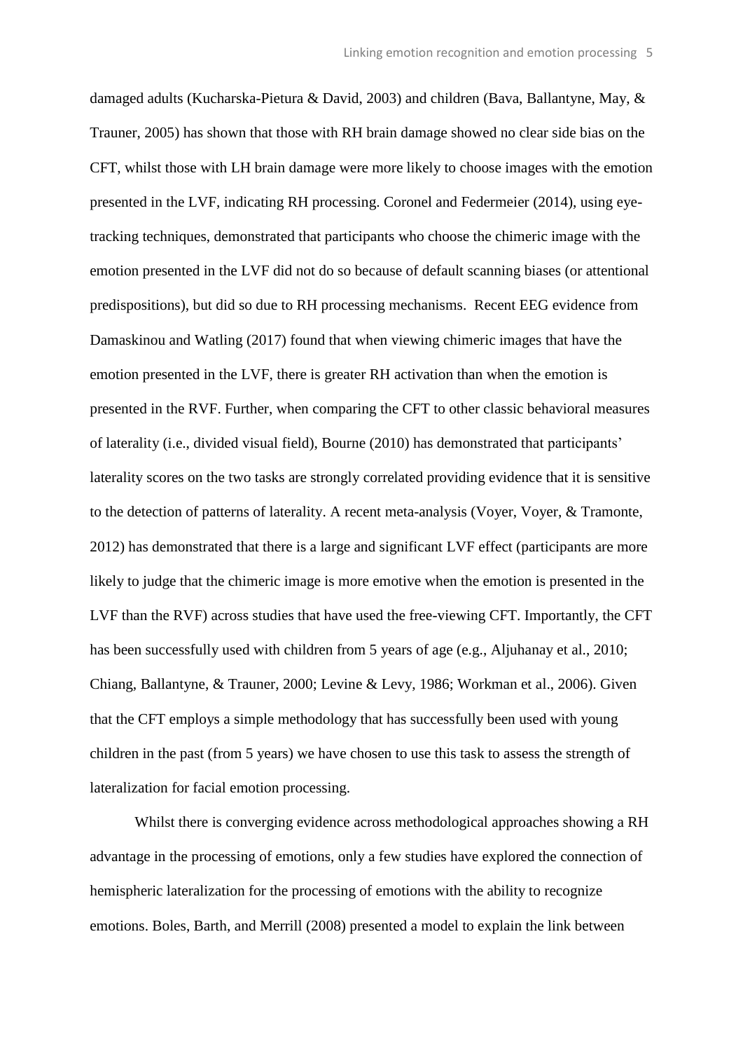damaged adults (Kucharska-Pietura & David, 2003) and children (Bava, Ballantyne, May, & Trauner, 2005) has shown that those with RH brain damage showed no clear side bias on the CFT, whilst those with LH brain damage were more likely to choose images with the emotion presented in the LVF, indicating RH processing. Coronel and Federmeier (2014), using eye-tracking techniques, demonstrated that participants who choose the chimeric image with the emotion presented in the LVF did not do so because of default scanning biases (or attentional predispositions), but did so due to RH processing mechanisms. Recent EEG evidence from Damaskinou and Watling (2017) found that when viewing chimeric images that have the emotion presented in the LVF, there is greater RH activation than when the emotion is presented in the RVF. Further, when comparing the CFT to other classic behavioral measures of laterality (i.e., divided visual field), Bourne (2010) has demonstrated that participants' laterality scores on the two tasks are strongly correlated providing evidence that it is sensitive to the detection of patterns of laterality. A recent meta-analysis (Voyer, Voyer, & Tramonte, 2012) has demonstrated that there is a large and significant LVF effect (participants are more likely to judge that the chimeric image is more emotive when the emotion is presented in the LVF than the RVF) across studies that have used the free-viewing CFT. Importantly, the CFT has been successfully used with children from 5 years of age (e.g., Aljuhanay et al., 2010; Chiang, Ballantyne, & Trauner, 2000; Levine & Levy, 1986; Workman et al., 2006). Given that the CFT employs a simple methodology that has successfully been used with young children in the past (from 5 years) we have chosen to use this task to assess the strength of lateralization for facial emotion processing.

Whilst there is converging evidence across methodological approaches showing a RH advantage in the processing of emotions, only a few studies have explored the connection of hemispheric lateralization for the processing of emotions with the ability to recognize emotions. Boles, Barth, and Merrill (2008) presented a model to explain the link between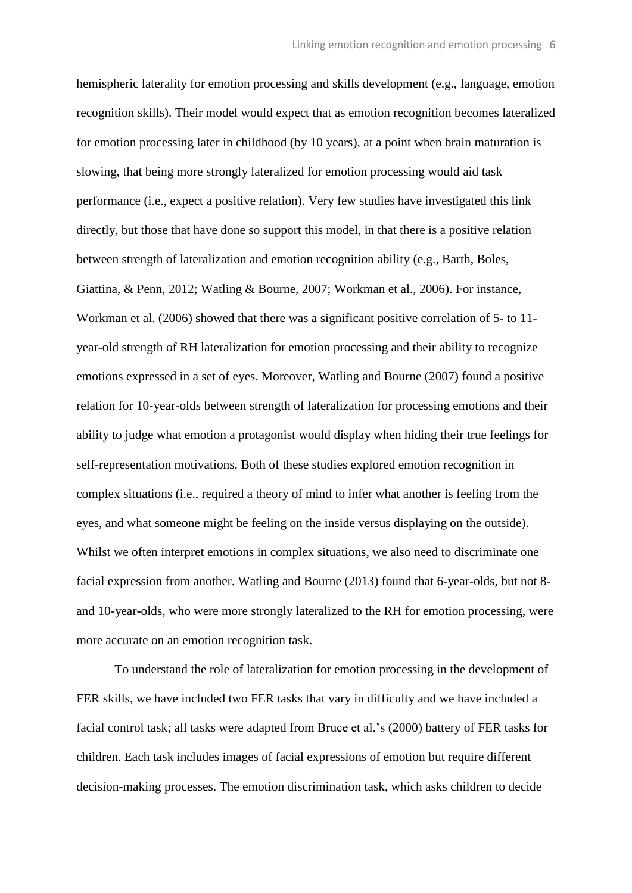hemispheric laterality for emotion processing and skills development (e.g., language, emotion recognition skills). Their model would expect that as emotion recognition becomes lateralized for emotion processing later in childhood (by 10 years), at a point when brain maturation is slowing, that being more strongly lateralized for emotion processing would aid task performance (i.e., expect a positive relation). Very few studies have investigated this link directly, but those that have done so support this model, in that there is a positive relation between strength of lateralization and emotion recognition ability (e.g., Barth, Boles, Giattina, & Penn, 2012; Watling & Bourne, 2007; Workman et al., 2006). For instance, Workman et al. (2006) showed that there was a significant positive correlation of 5- to 11-year-old strength of RH lateralization for emotion processing and their ability to recognize emotions expressed in a set of eyes. Moreover, Watling and Bourne (2007) found a positive relation for 10-year-olds between strength of lateralization for processing emotions and their ability to judge what emotion a protagonist would display when hiding their true feelings for self-representation motivations. Both of these studies explored emotion recognition in complex situations (i.e., required a theory of mind to infer what another is feeling from the eyes, and what someone might be feeling on the inside versus displaying on the outside). Whilst we often interpret emotions in complex situations, we also need to discriminate one facial expression from another. Watling and Bourne (2013) found that 6-year-olds, but not 8- and 10-year-olds, who were more strongly lateralized to the RH for emotion processing, were more accurate on an emotion recognition task.

To understand the role of lateralization for emotion processing in the development of FER skills, we have included two FER tasks that vary in difficulty and we have included a facial control task; all tasks were adapted from Bruce et al.'s (2000) battery of FER tasks for children. Each task includes images of facial expressions of emotion but require different decision-making processes. The emotion discrimination task, which asks children to decide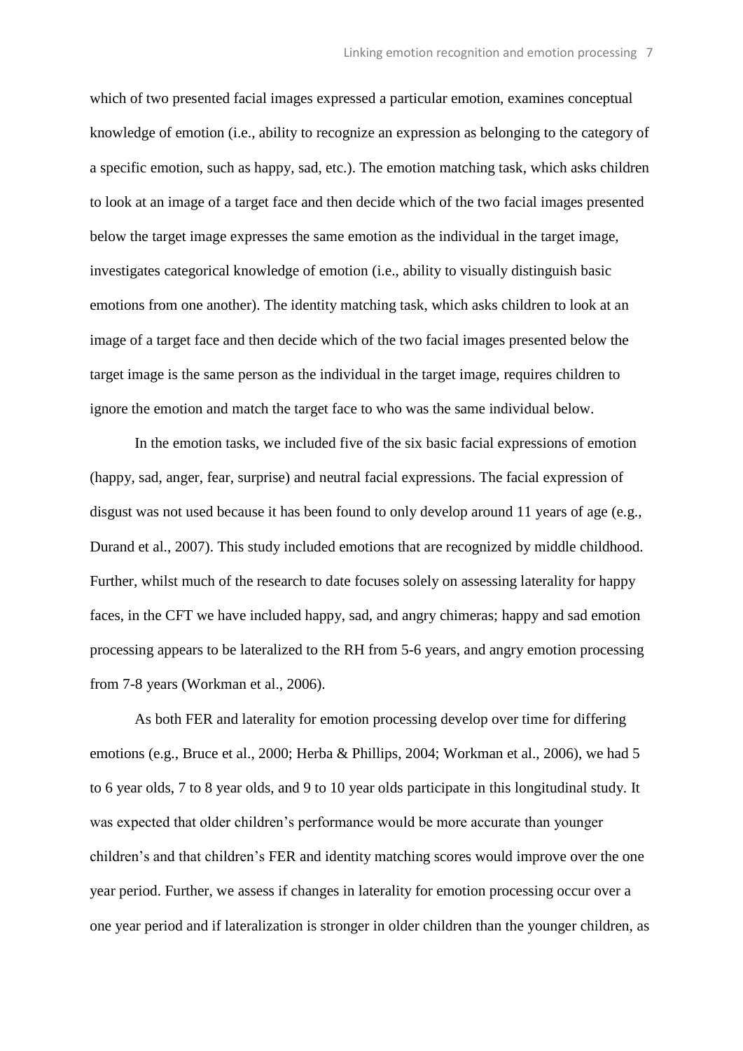which of two presented facial images expressed a particular emotion, examines conceptual knowledge of emotion (i.e., ability to recognize an expression as belonging to the category of a specific emotion, such as happy, sad, etc.). The emotion matching task, which asks children to look at an image of a target face and then decide which of the two facial images presented below the target image expresses the same emotion as the individual in the target image, investigates categorical knowledge of emotion (i.e., ability to visually distinguish basic emotions from one another). The identity matching task, which asks children to look at an image of a target face and then decide which of the two facial images presented below the target image is the same person as the individual in the target image, requires children to ignore the emotion and match the target face to who was the same individual below.

In the emotion tasks, we included five of the six basic facial expressions of emotion (happy, sad, anger, fear, surprise) and neutral facial expressions. The facial expression of disgust was not used because it has been found to only develop around 11 years of age (e.g., Durand et al., 2007). This study included emotions that are recognized by middle childhood. Further, whilst much of the research to date focuses solely on assessing laterality for happy faces, in the CFT we have included happy, sad, and angry chimeras; happy and sad emotion processing appears to be lateralized to the RH from 5-6 years, and angry emotion processing from 7-8 years (Workman et al., 2006).

As both FER and laterality for emotion processing develop over time for differing emotions (e.g., Bruce et al., 2000; Herba & Phillips, 2004; Workman et al., 2006), we had 5 to 6 year olds, 7 to 8 year olds, and 9 to 10 year olds participate in this longitudinal study. It was expected that older children's performance would be more accurate than younger children's and that children's FER and identity matching scores would improve over the one year period. Further, we assess if changes in laterality for emotion processing occur over a one year period and if lateralization is stronger in older children than the younger children, as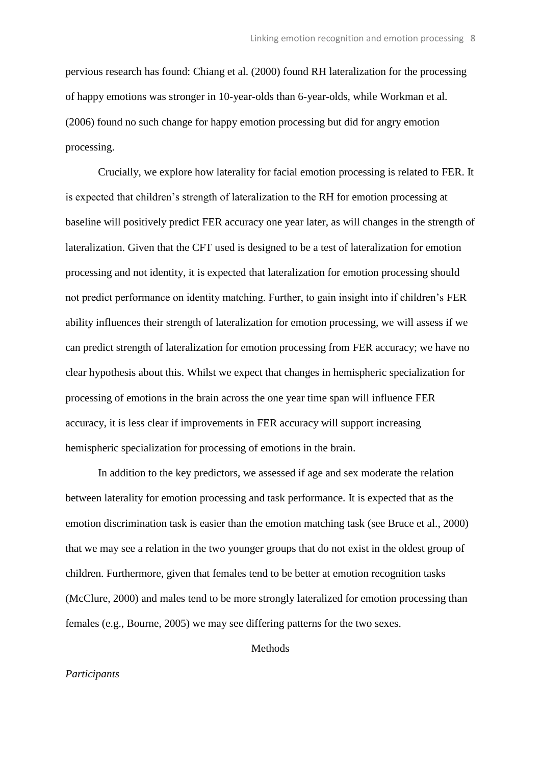pervious research has found: Chiang et al. (2000) found RH lateralization for the processing of happy emotions was stronger in 10-year-olds than 6-year-olds, while Workman et al. (2006) found no such change for happy emotion processing but did for angry emotion processing.

Crucially, we explore how laterality for facial emotion processing is related to FER. It is expected that children's strength of lateralization to the RH for emotion processing at baseline will positively predict FER accuracy one year later, as will changes in the strength of lateralization. Given that the CFT used is designed to be a test of lateralization for emotion processing and not identity, it is expected that lateralization for emotion processing should not predict performance on identity matching. Further, to gain insight into if children's FER ability influences their strength of lateralization for emotion processing, we will assess if we can predict strength of lateralization for emotion processing from FER accuracy; we have no clear hypothesis about this. Whilst we expect that changes in hemispheric specialization for processing of emotions in the brain across the one year time span will influence FER accuracy, it is less clear if improvements in FER accuracy will support increasing hemispheric specialization for processing of emotions in the brain.

In addition to the key predictors, we assessed if age and sex moderate the relation between laterality for emotion processing and task performance. It is expected that as the emotion discrimination task is easier than the emotion matching task (see Bruce et al., 2000) that we may see a relation in the two younger groups that do not exist in the oldest group of children. Furthermore, given that females tend to be better at emotion recognition tasks (McClure, 2000) and males tend to be more strongly lateralized for emotion processing than females (e.g., Bourne, 2005) we may see differing patterns for the two sexes.

## Methods

### *Participants*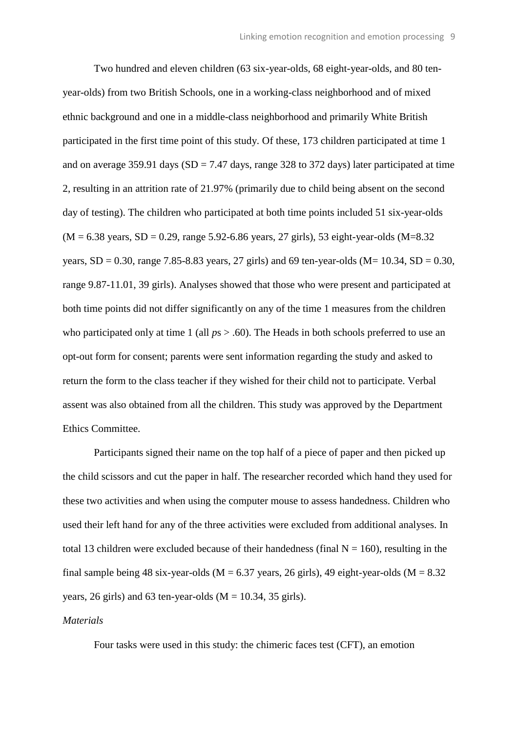Two hundred and eleven children (63 six-year-olds, 68 eight-year-olds, and 80 ten-year-olds) from two British Schools, one in a working-class neighborhood and of mixed ethnic background and one in a middle-class neighborhood and primarily White British participated in the first time point of this study. Of these, 173 children participated at time 1 and on average 359.91 days (SD = 7.47 days, range 328 to 372 days) later participated at time 2, resulting in an attrition rate of 21.97% (primarily due to child being absent on the second day of testing). The children who participated at both time points included 51 six-year-olds (M = 6.38 years, SD = 0.29, range 5.92-6.86 years, 27 girls), 53 eight-year-olds (M=8.32 years, SD = 0.30, range 7.85-8.83 years, 27 girls) and 69 ten-year-olds (M= 10.34, SD = 0.30, range 9.87-11.01, 39 girls). Analyses showed that those who were present and participated at both time points did not differ significantly on any of the time 1 measures from the children who participated only at time 1 (all *p*s > .60). The Heads in both schools preferred to use an opt-out form for consent; parents were sent information regarding the study and asked to return the form to the class teacher if they wished for their child not to participate. Verbal assent was also obtained from all the children. This study was approved by the Department Ethics Committee.

Participants signed their name on the top half of a piece of paper and then picked up the child scissors and cut the paper in half. The researcher recorded which hand they used for these two activities and when using the computer mouse to assess handedness. Children who used their left hand for any of the three activities were excluded from additional analyses. In total 13 children were excluded because of their handedness (final N = 160), resulting in the final sample being 48 six-year-olds (M = 6.37 years, 26 girls), 49 eight-year-olds (M = 8.32 years, 26 girls) and 63 ten-year-olds (M = 10.34, 35 girls).

*Materials*

Four tasks were used in this study: the chimeric faces test (CFT), an emotion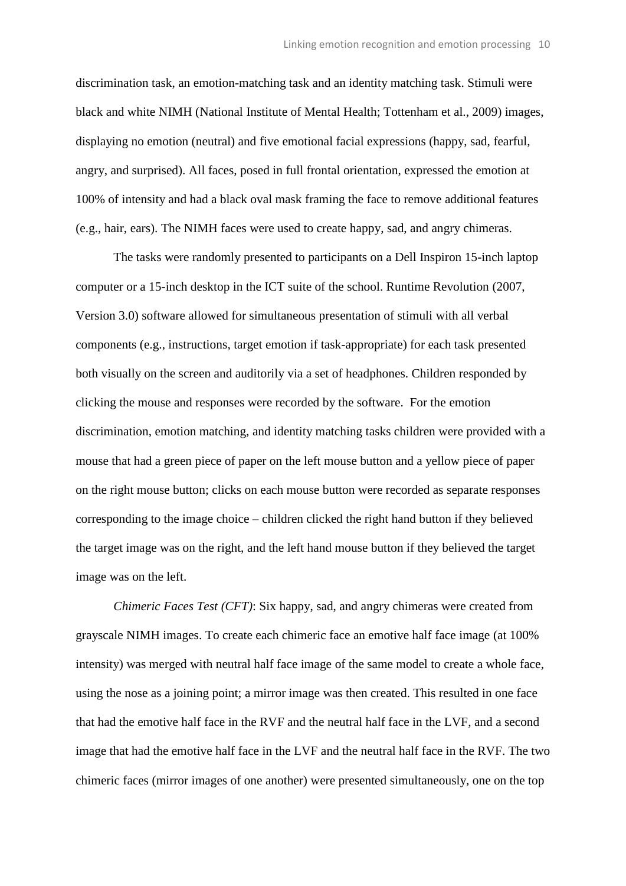discrimination task, an emotion-matching task and an identity matching task. Stimuli were black and white NIMH (National Institute of Mental Health; Tottenham et al., 2009) images, displaying no emotion (neutral) and five emotional facial expressions (happy, sad, fearful, angry, and surprised). All faces, posed in full frontal orientation, expressed the emotion at 100% of intensity and had a black oval mask framing the face to remove additional features (e.g., hair, ears). The NIMH faces were used to create happy, sad, and angry chimeras.

The tasks were randomly presented to participants on a Dell Inspiron 15-inch laptop computer or a 15-inch desktop in the ICT suite of the school. Runtime Revolution (2007, Version 3.0) software allowed for simultaneous presentation of stimuli with all verbal components (e.g., instructions, target emotion if task-appropriate) for each task presented both visually on the screen and auditorily via a set of headphones. Children responded by clicking the mouse and responses were recorded by the software. For the emotion discrimination, emotion matching, and identity matching tasks children were provided with a mouse that had a green piece of paper on the left mouse button and a yellow piece of paper on the right mouse button; clicks on each mouse button were recorded as separate responses corresponding to the image choice – children clicked the right hand button if they believed the target image was on the right, and the left hand mouse button if they believed the target image was on the left.

*Chimeric Faces Test (CFT)*: Six happy, sad, and angry chimeras were created from grayscale NIMH images. To create each chimeric face an emotive half face image (at 100% intensity) was merged with neutral half face image of the same model to create a whole face, using the nose as a joining point; a mirror image was then created. This resulted in one face that had the emotive half face in the RVF and the neutral half face in the LVF, and a second image that had the emotive half face in the LVF and the neutral half face in the RVF. The two chimeric faces (mirror images of one another) were presented simultaneously, one on the top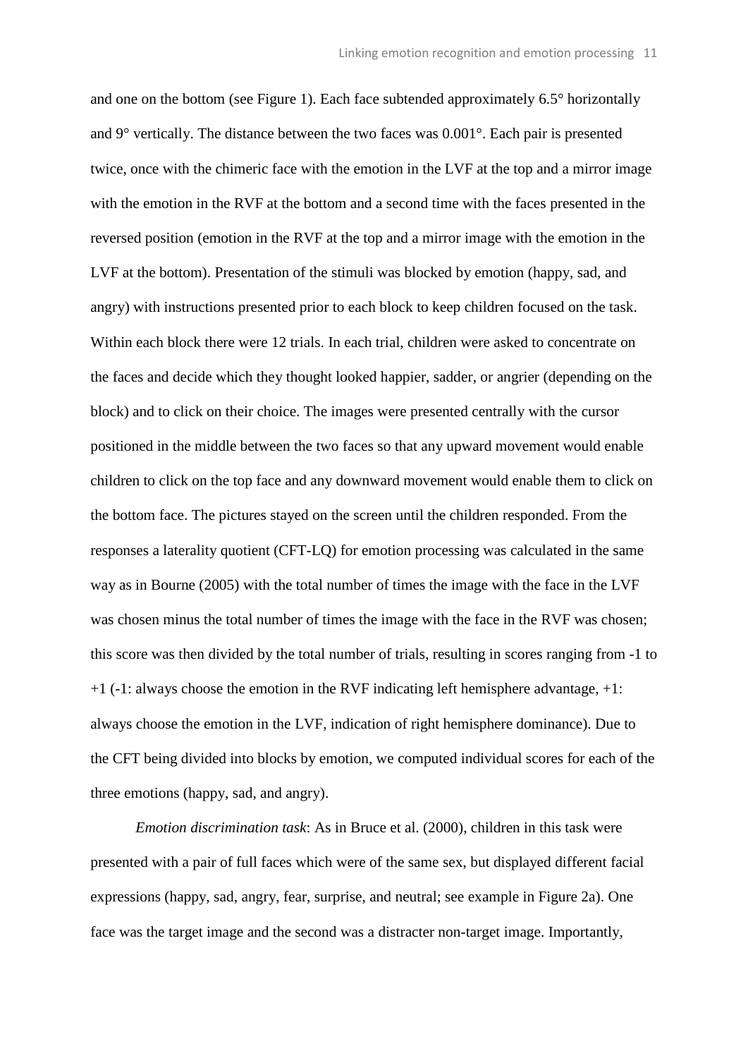and one on the bottom (see Figure 1). Each face subtended approximately 6.5° horizontally and 9° vertically. The distance between the two faces was 0.001°. Each pair is presented twice, once with the chimeric face with the emotion in the LVF at the top and a mirror image with the emotion in the RVF at the bottom and a second time with the faces presented in the reversed position (emotion in the RVF at the top and a mirror image with the emotion in the LVF at the bottom). Presentation of the stimuli was blocked by emotion (happy, sad, and angry) with instructions presented prior to each block to keep children focused on the task. Within each block there were 12 trials. In each trial, children were asked to concentrate on the faces and decide which they thought looked happier, sadder, or angrier (depending on the block) and to click on their choice. The images were presented centrally with the cursor positioned in the middle between the two faces so that any upward movement would enable children to click on the top face and any downward movement would enable them to click on the bottom face. The pictures stayed on the screen until the children responded. From the responses a laterality quotient (CFT-LQ) for emotion processing was calculated in the same way as in Bourne (2005) with the total number of times the image with the face in the LVF was chosen minus the total number of times the image with the face in the RVF was chosen; this score was then divided by the total number of trials, resulting in scores ranging from -1 to +1 (-1: always choose the emotion in the RVF indicating left hemisphere advantage, +1: always choose the emotion in the LVF, indication of right hemisphere dominance). Due to the CFT being divided into blocks by emotion, we computed individual scores for each of the three emotions (happy, sad, and angry).

*Emotion discrimination task*: As in Bruce et al. (2000), children in this task were presented with a pair of full faces which were of the same sex, but displayed different facial expressions (happy, sad, angry, fear, surprise, and neutral; see example in Figure 2a). One face was the target image and the second was a distracter non-target image. Importantly,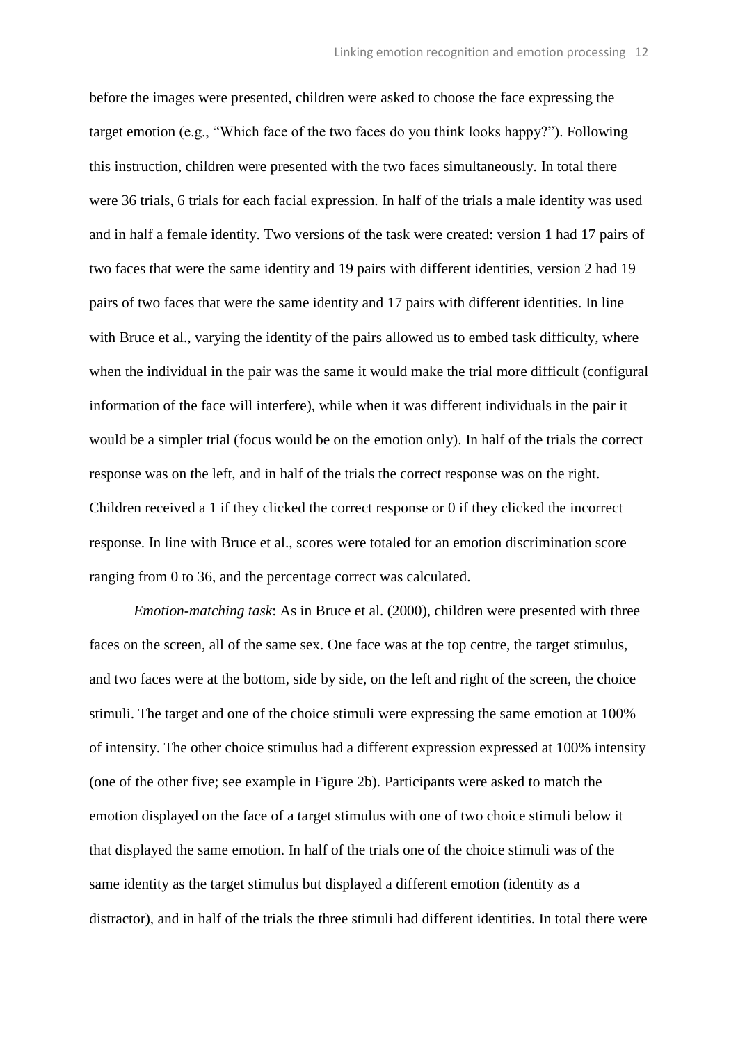before the images were presented, children were asked to choose the face expressing the target emotion (e.g., "Which face of the two faces do you think looks happy?"). Following this instruction, children were presented with the two faces simultaneously. In total there were 36 trials, 6 trials for each facial expression. In half of the trials a male identity was used and in half a female identity. Two versions of the task were created: version 1 had 17 pairs of two faces that were the same identity and 19 pairs with different identities, version 2 had 19 pairs of two faces that were the same identity and 17 pairs with different identities. In line with Bruce et al., varying the identity of the pairs allowed us to embed task difficulty, where when the individual in the pair was the same it would make the trial more difficult (configural information of the face will interfere), while when it was different individuals in the pair it would be a simpler trial (focus would be on the emotion only). In half of the trials the correct response was on the left, and in half of the trials the correct response was on the right. Children received a 1 if they clicked the correct response or 0 if they clicked the incorrect response. In line with Bruce et al., scores were totaled for an emotion discrimination score ranging from 0 to 36, and the percentage correct was calculated.

*Emotion-matching task*: As in Bruce et al. (2000), children were presented with three faces on the screen, all of the same sex. One face was at the top centre, the target stimulus, and two faces were at the bottom, side by side, on the left and right of the screen, the choice stimuli. The target and one of the choice stimuli were expressing the same emotion at 100% of intensity. The other choice stimulus had a different expression expressed at 100% intensity (one of the other five; see example in Figure 2b). Participants were asked to match the emotion displayed on the face of a target stimulus with one of two choice stimuli below it that displayed the same emotion. In half of the trials one of the choice stimuli was of the same identity as the target stimulus but displayed a different emotion (identity as a distractor), and in half of the trials the three stimuli had different identities. In total there were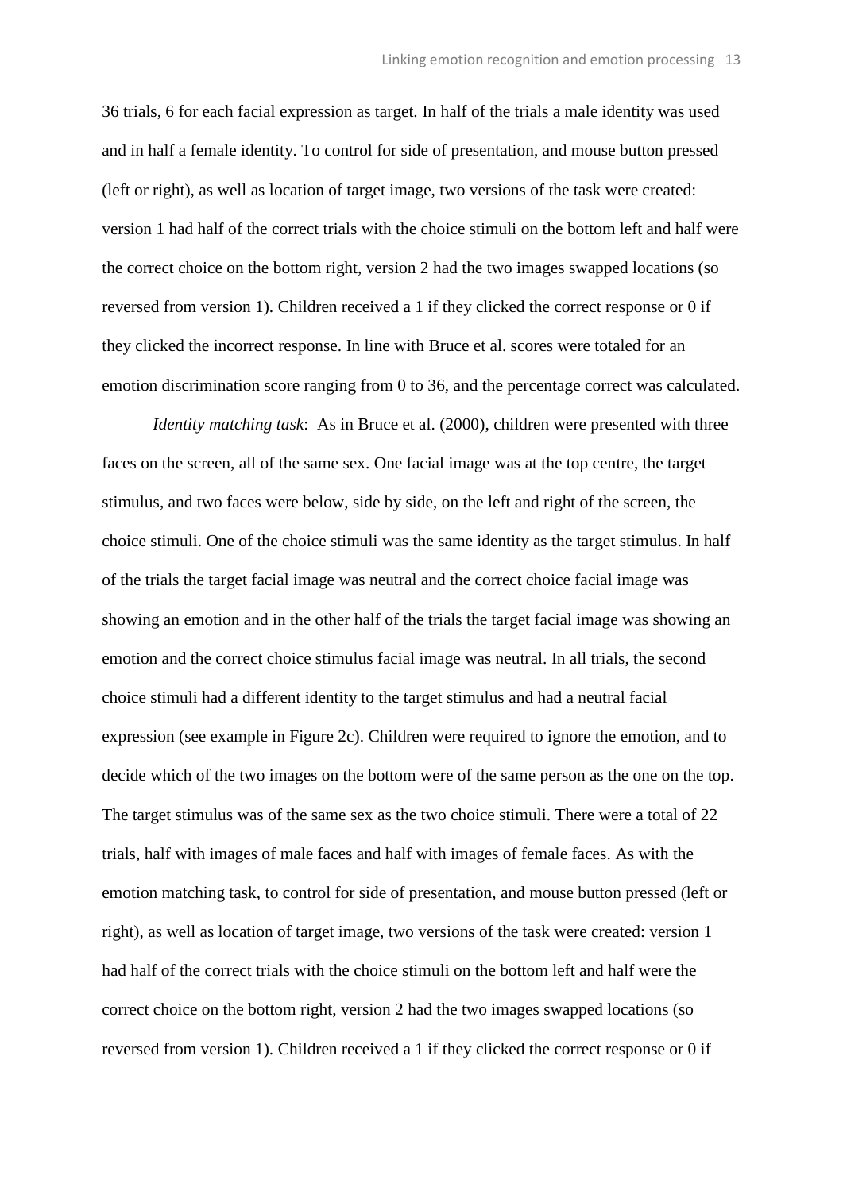36 trials, 6 for each facial expression as target. In half of the trials a male identity was used and in half a female identity. To control for side of presentation, and mouse button pressed (left or right), as well as location of target image, two versions of the task were created: version 1 had half of the correct trials with the choice stimuli on the bottom left and half were the correct choice on the bottom right, version 2 had the two images swapped locations (so reversed from version 1). Children received a 1 if they clicked the correct response or 0 if they clicked the incorrect response. In line with Bruce et al. scores were totaled for an emotion discrimination score ranging from 0 to 36, and the percentage correct was calculated.

*Identity matching task*: As in Bruce et al. (2000), children were presented with three faces on the screen, all of the same sex. One facial image was at the top centre, the target stimulus, and two faces were below, side by side, on the left and right of the screen, the choice stimuli. One of the choice stimuli was the same identity as the target stimulus. In half of the trials the target facial image was neutral and the correct choice facial image was showing an emotion and in the other half of the trials the target facial image was showing an emotion and the correct choice stimulus facial image was neutral. In all trials, the second choice stimuli had a different identity to the target stimulus and had a neutral facial expression (see example in Figure 2c). Children were required to ignore the emotion, and to decide which of the two images on the bottom were of the same person as the one on the top. The target stimulus was of the same sex as the two choice stimuli. There were a total of 22 trials, half with images of male faces and half with images of female faces. As with the emotion matching task, to control for side of presentation, and mouse button pressed (left or right), as well as location of target image, two versions of the task were created: version 1 had half of the correct trials with the choice stimuli on the bottom left and half were the correct choice on the bottom right, version 2 had the two images swapped locations (so reversed from version 1). Children received a 1 if they clicked the correct response or 0 if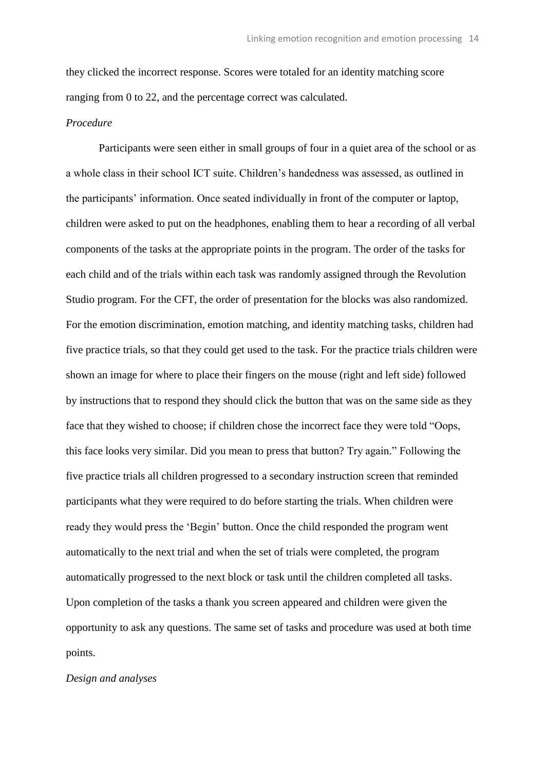they clicked the incorrect response. Scores were totaled for an identity matching score ranging from 0 to 22, and the percentage correct was calculated.

*Procedure*

Participants were seen either in small groups of four in a quiet area of the school or as a whole class in their school ICT suite. Children's handedness was assessed, as outlined in the participants' information. Once seated individually in front of the computer or laptop, children were asked to put on the headphones, enabling them to hear a recording of all verbal components of the tasks at the appropriate points in the program. The order of the tasks for each child and of the trials within each task was randomly assigned through the Revolution Studio program. For the CFT, the order of presentation for the blocks was also randomized. For the emotion discrimination, emotion matching, and identity matching tasks, children had five practice trials, so that they could get used to the task. For the practice trials children were shown an image for where to place their fingers on the mouse (right and left side) followed by instructions that to respond they should click the button that was on the same side as they face that they wished to choose; if children chose the incorrect face they were told "Oops, this face looks very similar. Did you mean to press that button? Try again." Following the five practice trials all children progressed to a secondary instruction screen that reminded participants what they were required to do before starting the trials. When children were ready they would press the 'Begin' button. Once the child responded the program went automatically to the next trial and when the set of trials were completed, the program automatically progressed to the next block or task until the children completed all tasks. Upon completion of the tasks a thank you screen appeared and children were given the opportunity to ask any questions. The same set of tasks and procedure was used at both time points.

*Design and analyses*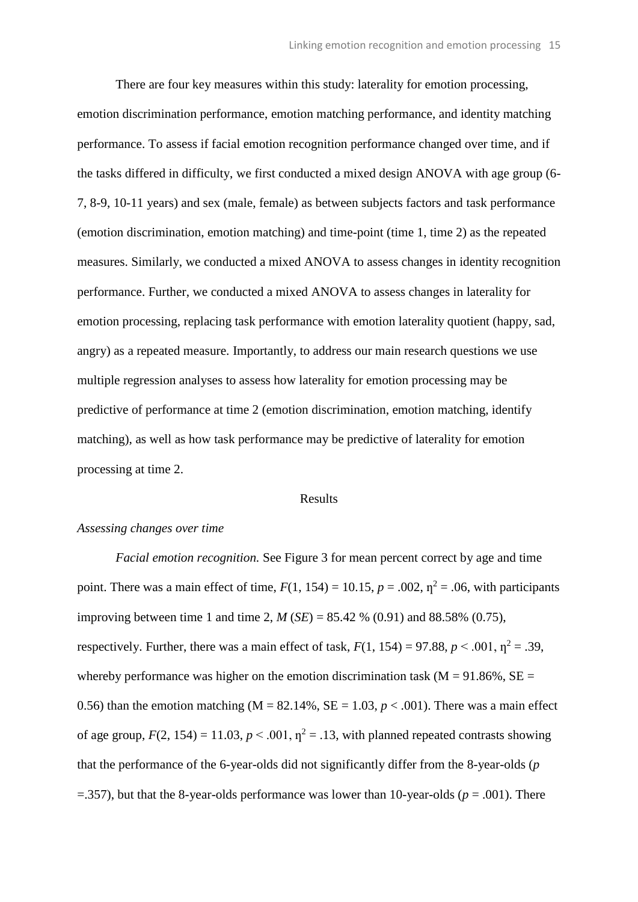There are four key measures within this study: laterality for emotion processing, emotion discrimination performance, emotion matching performance, and identity matching performance. To assess if facial emotion recognition performance changed over time, and if the tasks differed in difficulty, we first conducted a mixed design ANOVA with age group (6-7, 8-9, 10-11 years) and sex (male, female) as between subjects factors and task performance (emotion discrimination, emotion matching) and time-point (time 1, time 2) as the repeated measures. Similarly, we conducted a mixed ANOVA to assess changes in identity recognition performance. Further, we conducted a mixed ANOVA to assess changes in laterality for emotion processing, replacing task performance with emotion laterality quotient (happy, sad, angry) as a repeated measure. Importantly, to address our main research questions we use multiple regression analyses to assess how laterality for emotion processing may be predictive of performance at time 2 (emotion discrimination, emotion matching, identify matching), as well as how task performance may be predictive of laterality for emotion processing at time 2.

## Results

### *Assessing changes over time*

*Facial emotion recognition.* See Figure 3 for mean percent correct by age and time point. There was a main effect of time, $F(1, 154) = 10.15$, $p = .002$, $\eta^2 = .06$, with participants improving between time 1 and time 2, $M$ ($SE$) = 85.42 % (0.91) and 88.58% (0.75), respectively. Further, there was a main effect of task, $F(1, 154) = 97.88$, $p < .001$, $\eta^2 = .39$, whereby performance was higher on the emotion discrimination task (M = 91.86%, SE = 0.56) than the emotion matching (M = 82.14%, SE = 1.03, $p < .001$). There was a main effect of age group, $F(2, 154) = 11.03$, $p < .001$, $\eta^2 = .13$, with planned repeated contrasts showing that the performance of the 6-year-olds did not significantly differ from the 8-year-olds ($p$ =.357), but that the 8-year-olds performance was lower than 10-year-olds ($p = .001$). There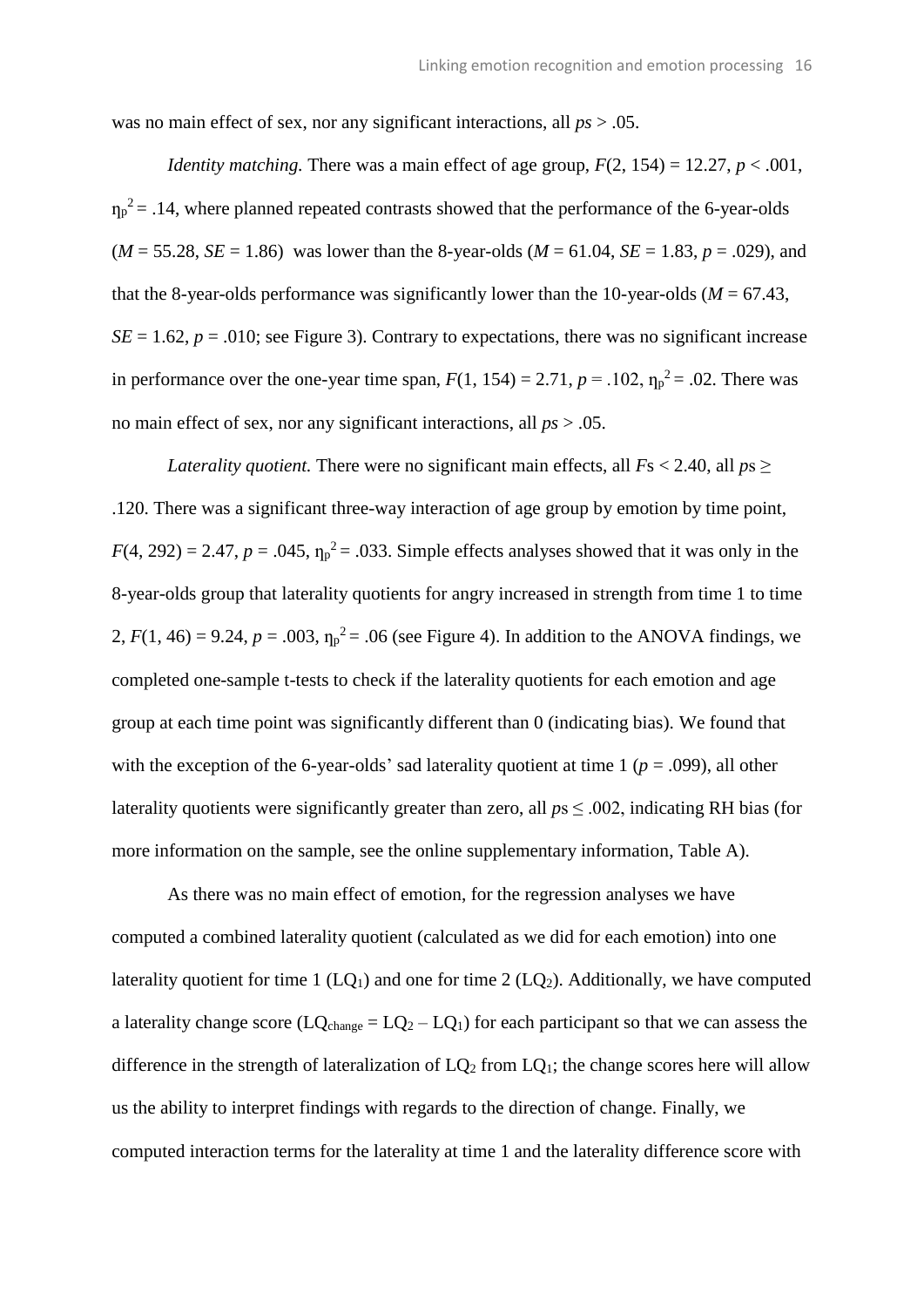was no main effect of sex, nor any significant interactions, all *ps* > .05.

*Identity matching.* There was a main effect of age group, $F(2, 154) = 12.27$, $p < .001$, $\eta_p^2 = .14$, where planned repeated contrasts showed that the performance of the 6-year-olds ($M = 55.28$, $SE = 1.86$) was lower than the 8-year-olds ($M = 61.04$, $SE = 1.83$, $p = .029$), and that the 8-year-olds performance was significantly lower than the 10-year-olds ($M = 67.43$, $SE = 1.62$, $p = .010$; see Figure 3). Contrary to expectations, there was no significant increase in performance over the one-year time span, $F(1, 154) = 2.71$, $p = .102$, $\eta_p^2 = .02$. There was no main effect of sex, nor any significant interactions, all *ps* > .05.

*Laterality quotient.* There were no significant main effects, all *F*s < 2.40, all *p*s ≥ .120. There was a significant three-way interaction of age group by emotion by time point, $F(4, 292) = 2.47$, $p = .045$, $\eta_p^2 = .033$. Simple effects analyses showed that it was only in the 8-year-olds group that laterality quotients for angry increased in strength from time 1 to time 2, $F(1, 46) = 9.24$, $p = .003$, $\eta_p^2 = .06$ (see Figure 4). In addition to the ANOVA findings, we completed one-sample t-tests to check if the laterality quotients for each emotion and age group at each time point was significantly different than 0 (indicating bias). We found that with the exception of the 6-year-olds' sad laterality quotient at time 1 ($p = .099$), all other laterality quotients were significantly greater than zero, all *p*s ≤ .002, indicating RH bias (for more information on the sample, see the online supplementary information, Table A).

As there was no main effect of emotion, for the regression analyses we have computed a combined laterality quotient (calculated as we did for each emotion) into one laterality quotient for time 1 ($LQ_1$) and one for time 2 ($LQ_2$). Additionally, we have computed a laterality change score ($LQ_{change} = LQ_2 – LQ_1$) for each participant so that we can assess the difference in the strength of lateralization of $LQ_2$ from $LQ_1$; the change scores here will allow us the ability to interpret findings with regards to the direction of change. Finally, we computed interaction terms for the laterality at time 1 and the laterality difference score with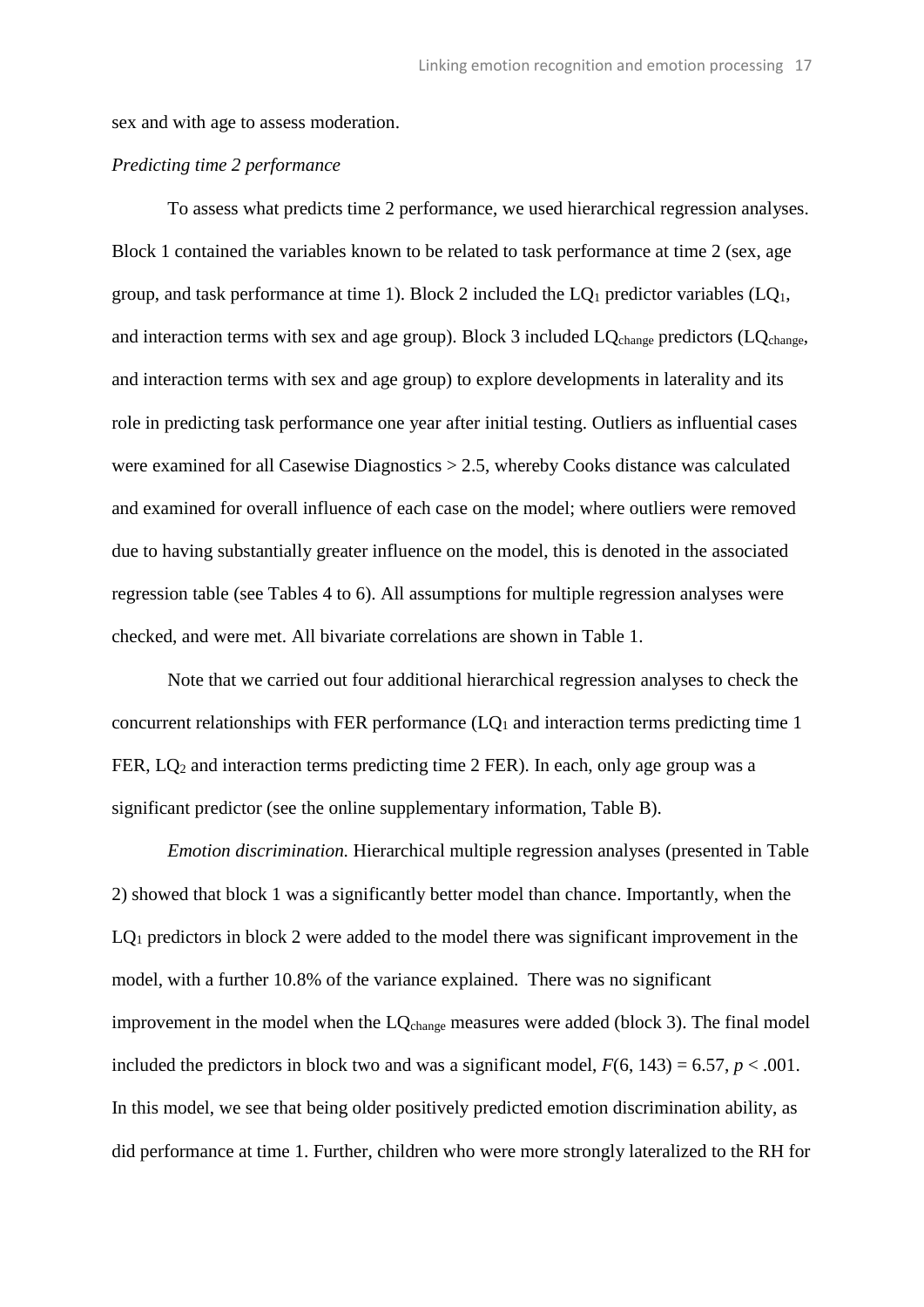sex and with age to assess moderation.

*Predicting time 2 performance*

To assess what predicts time 2 performance, we used hierarchical regression analyses. Block 1 contained the variables known to be related to task performance at time 2 (sex, age group, and task performance at time 1). Block 2 included the $LQ_1$ predictor variables ($LQ_1$, and interaction terms with sex and age group). Block 3 included $LQ_{change}$ predictors ($LQ_{change}$, and interaction terms with sex and age group) to explore developments in laterality and its role in predicting task performance one year after initial testing. Outliers as influential cases were examined for all Casewise Diagnostics > 2.5, whereby Cooks distance was calculated and examined for overall influence of each case on the model; where outliers were removed due to having substantially greater influence on the model, this is denoted in the associated regression table (see Tables 4 to 6). All assumptions for multiple regression analyses were checked, and were met. All bivariate correlations are shown in Table 1.

Note that we carried out four additional hierarchical regression analyses to check the concurrent relationships with FER performance ($LQ_1$ and interaction terms predicting time 1 FER, $LQ_2$ and interaction terms predicting time 2 FER). In each, only age group was a significant predictor (see the online supplementary information, Table B).

*Emotion discrimination.* Hierarchical multiple regression analyses (presented in Table 2) showed that block 1 was a significantly better model than chance. Importantly, when the $LQ_1$ predictors in block 2 were added to the model there was significant improvement in the model, with a further 10.8% of the variance explained. There was no significant improvement in the model when the $LQ_{change}$ measures were added (block 3). The final model included the predictors in block two and was a significant model, $F(6, 143) = 6.57$, $p < .001$. In this model, we see that being older positively predicted emotion discrimination ability, as did performance at time 1. Further, children who were more strongly lateralized to the RH for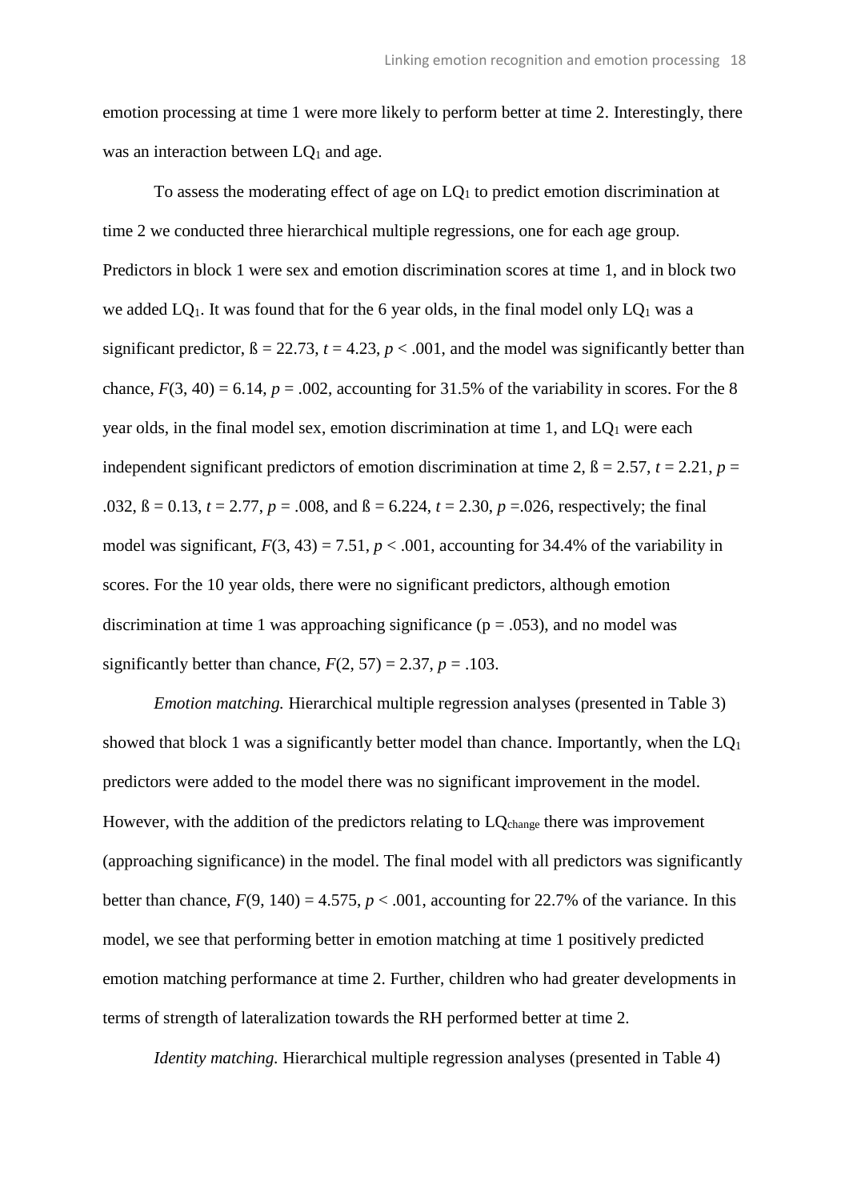emotion processing at time 1 were more likely to perform better at time 2. Interestingly, there was an interaction between $LQ_1$ and age.

To assess the moderating effect of age on $LQ_1$ to predict emotion discrimination at time 2 we conducted three hierarchical multiple regressions, one for each age group. Predictors in block 1 were sex and emotion discrimination scores at time 1, and in block two we added $LQ_1$. It was found that for the 6 year olds, in the final model only $LQ_1$ was a significant predictor, ß = 22.73, $t = 4.23$, $p < .001$, and the model was significantly better than chance, $F(3, 40) = 6.14$, $p = .002$, accounting for 31.5% of the variability in scores. For the 8 year olds, in the final model sex, emotion discrimination at time 1, and $LQ_1$ were each independent significant predictors of emotion discrimination at time 2, ß = 2.57, $t = 2.21$, $p = .032$, ß = 0.13, $t = 2.77$, $p = .008$, and ß = 6.224, $t = 2.30$, $p = .026$, respectively; the final model was significant, $F(3, 43) = 7.51$, $p < .001$, accounting for 34.4% of the variability in scores. For the 10 year olds, there were no significant predictors, although emotion discrimination at time 1 was approaching significance ($p = .053$), and no model was significantly better than chance, $F(2, 57) = 2.37$, $p = .103$.

*Emotion matching.* Hierarchical multiple regression analyses (presented in Table 3) showed that block 1 was a significantly better model than chance. Importantly, when the $LQ_1$ predictors were added to the model there was no significant improvement in the model. However, with the addition of the predictors relating to $LQ_{change}$ there was improvement (approaching significance) in the model. The final model with all predictors was significantly better than chance, $F(9, 140) = 4.575$, $p < .001$, accounting for 22.7% of the variance. In this model, we see that performing better in emotion matching at time 1 positively predicted emotion matching performance at time 2. Further, children who had greater developments in terms of strength of lateralization towards the RH performed better at time 2.

*Identity matching.* Hierarchical multiple regression analyses (presented in Table 4)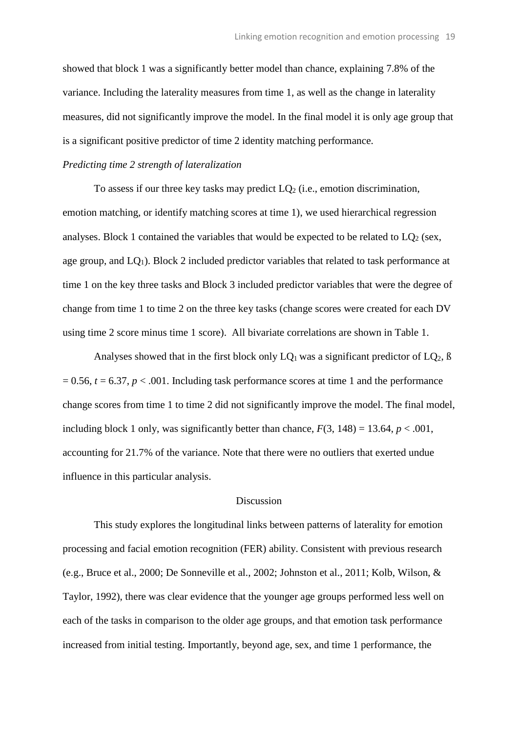showed that block 1 was a significantly better model than chance, explaining 7.8% of the variance. Including the laterality measures from time 1, as well as the change in laterality measures, did not significantly improve the model. In the final model it is only age group that is a significant positive predictor of time 2 identity matching performance.

*Predicting time 2 strength of lateralization*

To assess if our three key tasks may predict $LQ_2$ (i.e., emotion discrimination, emotion matching, or identify matching scores at time 1), we used hierarchical regression analyses. Block 1 contained the variables that would be expected to be related to $LQ_2$ (sex, age group, and $LQ_1$). Block 2 included predictor variables that related to task performance at time 1 on the key three tasks and Block 3 included predictor variables that were the degree of change from time 1 to time 2 on the three key tasks (change scores were created for each DV using time 2 score minus time 1 score). All bivariate correlations are shown in Table 1.

Analyses showed that in the first block only $LQ_1$ was a significant predictor of $LQ_2$, ß = 0.56, $t = 6.37$, $p < .001$. Including task performance scores at time 1 and the performance change scores from time 1 to time 2 did not significantly improve the model. The final model, including block 1 only, was significantly better than chance, $F(3, 148) = 13.64$, $p < .001$, accounting for 21.7% of the variance. Note that there were no outliers that exerted undue influence in this particular analysis.

## Discussion

This study explores the longitudinal links between patterns of laterality for emotion processing and facial emotion recognition (FER) ability. Consistent with previous research (e.g., Bruce et al., 2000; De Sonneville et al., 2002; Johnston et al., 2011; Kolb, Wilson, & Taylor, 1992), there was clear evidence that the younger age groups performed less well on each of the tasks in comparison to the older age groups, and that emotion task performance increased from initial testing. Importantly, beyond age, sex, and time 1 performance, the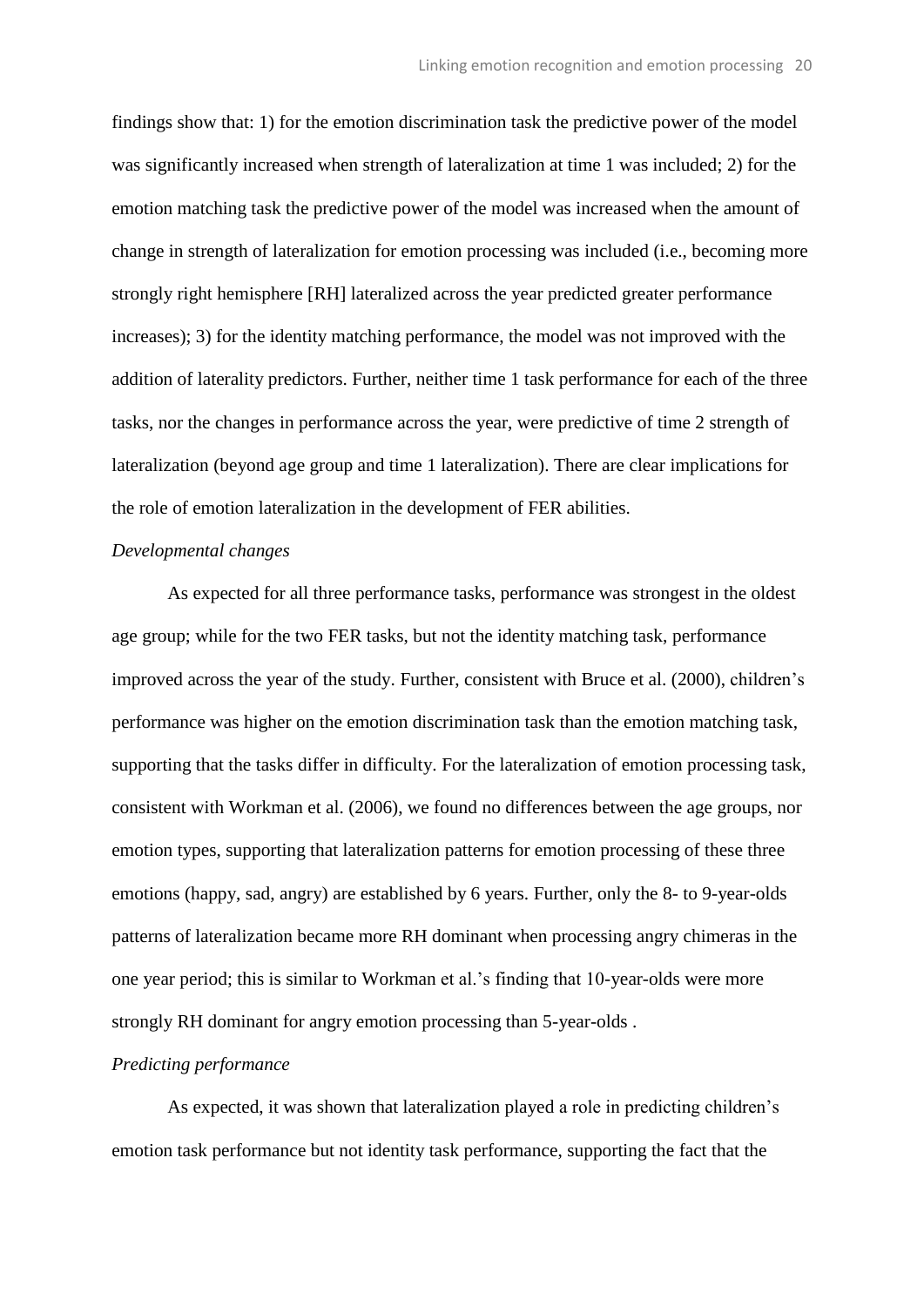findings show that: 1) for the emotion discrimination task the predictive power of the model was significantly increased when strength of lateralization at time 1 was included; 2) for the emotion matching task the predictive power of the model was increased when the amount of change in strength of lateralization for emotion processing was included (i.e., becoming more strongly right hemisphere [RH] lateralized across the year predicted greater performance increases); 3) for the identity matching performance, the model was not improved with the addition of laterality predictors. Further, neither time 1 task performance for each of the three tasks, nor the changes in performance across the year, were predictive of time 2 strength of lateralization (beyond age group and time 1 lateralization). There are clear implications for the role of emotion lateralization in the development of FER abilities.

*Developmental changes*

As expected for all three performance tasks, performance was strongest in the oldest age group; while for the two FER tasks, but not the identity matching task, performance improved across the year of the study. Further, consistent with Bruce et al. (2000), children's performance was higher on the emotion discrimination task than the emotion matching task, supporting that the tasks differ in difficulty. For the lateralization of emotion processing task, consistent with Workman et al. (2006), we found no differences between the age groups, nor emotion types, supporting that lateralization patterns for emotion processing of these three emotions (happy, sad, angry) are established by 6 years. Further, only the 8- to 9-year-olds patterns of lateralization became more RH dominant when processing angry chimeras in the one year period; this is similar to Workman et al.'s finding that 10-year-olds were more strongly RH dominant for angry emotion processing than 5-year-olds .

*Predicting performance*

As expected, it was shown that lateralization played a role in predicting children's emotion task performance but not identity task performance, supporting the fact that the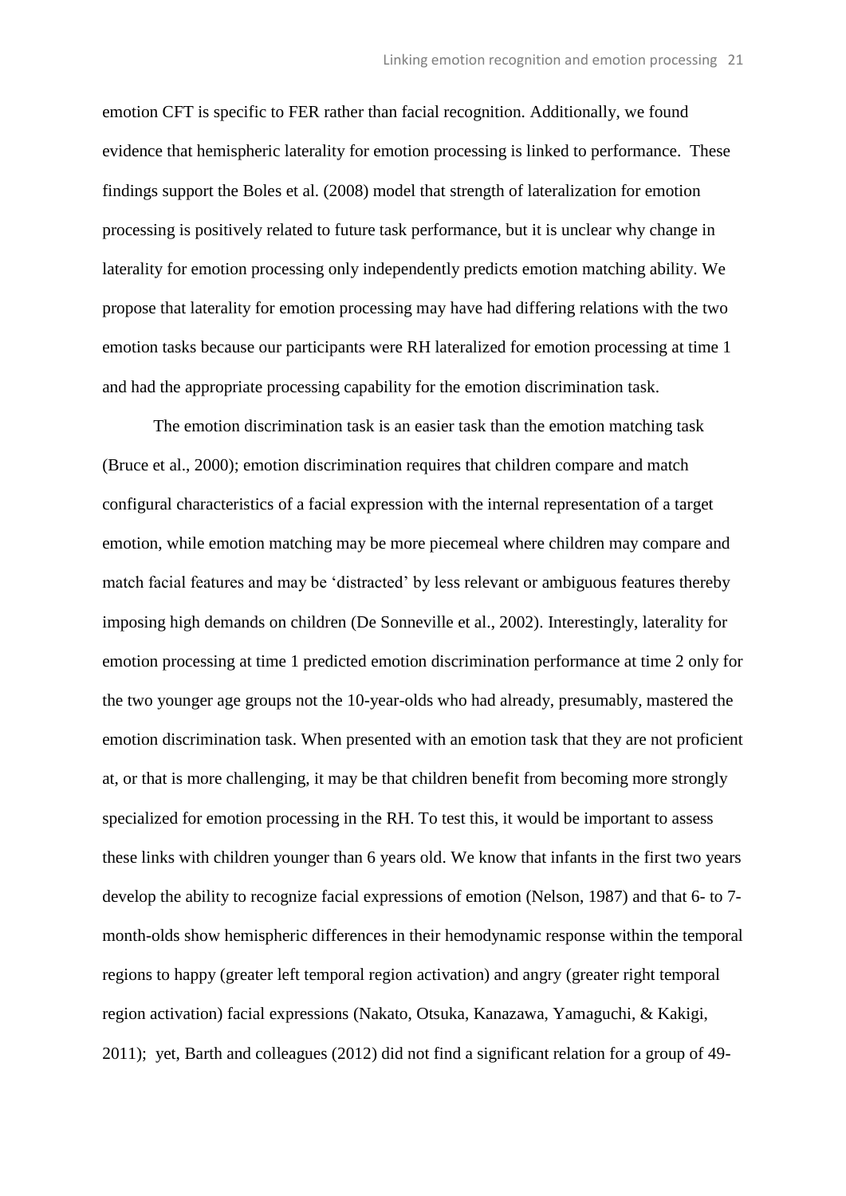emotion CFT is specific to FER rather than facial recognition. Additionally, we found evidence that hemispheric laterality for emotion processing is linked to performance. These findings support the Boles et al. (2008) model that strength of lateralization for emotion processing is positively related to future task performance, but it is unclear why change in laterality for emotion processing only independently predicts emotion matching ability. We propose that laterality for emotion processing may have had differing relations with the two emotion tasks because our participants were RH lateralized for emotion processing at time 1 and had the appropriate processing capability for the emotion discrimination task.

The emotion discrimination task is an easier task than the emotion matching task (Bruce et al., 2000); emotion discrimination requires that children compare and match configural characteristics of a facial expression with the internal representation of a target emotion, while emotion matching may be more piecemeal where children may compare and match facial features and may be 'distracted' by less relevant or ambiguous features thereby imposing high demands on children (De Sonneville et al., 2002). Interestingly, laterality for emotion processing at time 1 predicted emotion discrimination performance at time 2 only for the two younger age groups not the 10-year-olds who had already, presumably, mastered the emotion discrimination task. When presented with an emotion task that they are not proficient at, or that is more challenging, it may be that children benefit from becoming more strongly specialized for emotion processing in the RH. To test this, it would be important to assess these links with children younger than 6 years old. We know that infants in the first two years develop the ability to recognize facial expressions of emotion (Nelson, 1987) and that 6- to 7-month-olds show hemispheric differences in their hemodynamic response within the temporal regions to happy (greater left temporal region activation) and angry (greater right temporal region activation) facial expressions (Nakato, Otsuka, Kanazawa, Yamaguchi, & Kakigi, 2011); yet, Barth and colleagues (2012) did not find a significant relation for a group of 49-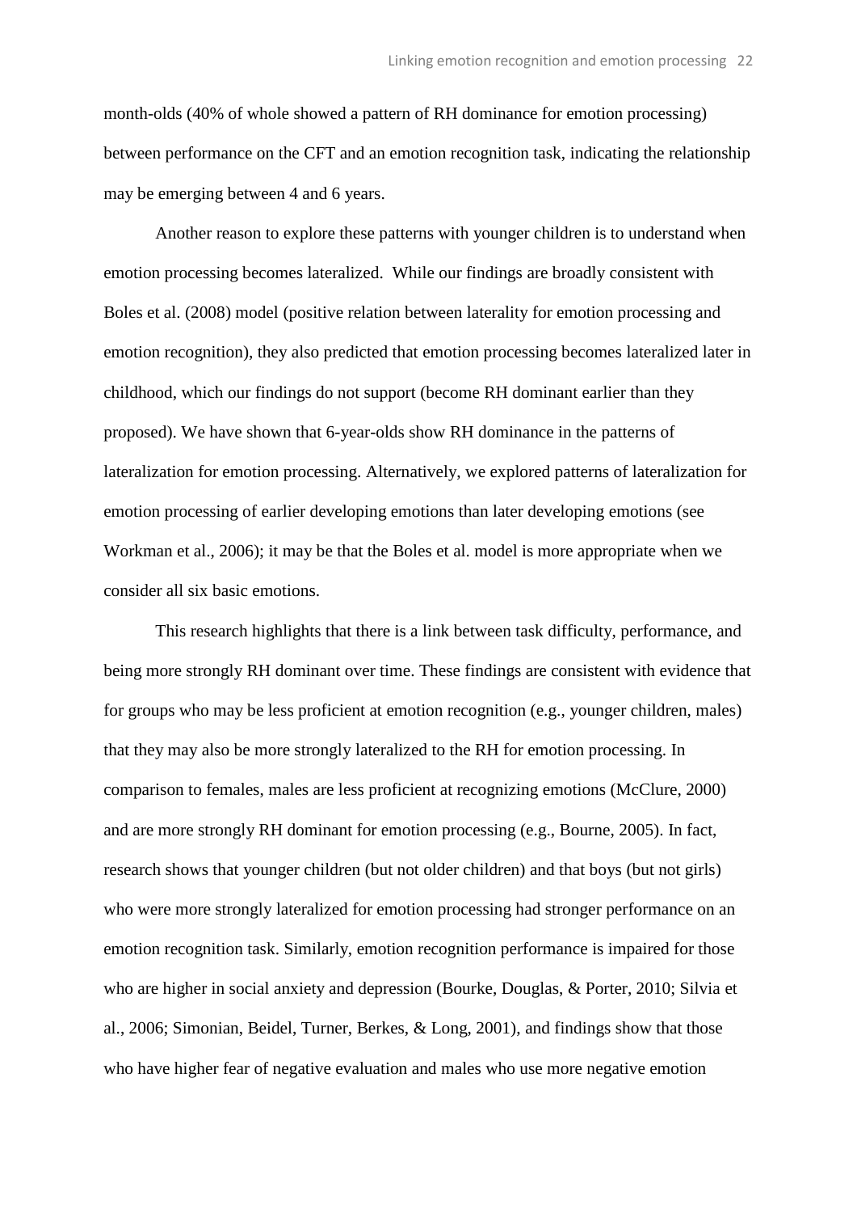month-olds (40% of whole showed a pattern of RH dominance for emotion processing) between performance on the CFT and an emotion recognition task, indicating the relationship may be emerging between 4 and 6 years.

Another reason to explore these patterns with younger children is to understand when emotion processing becomes lateralized. While our findings are broadly consistent with Boles et al. (2008) model (positive relation between laterality for emotion processing and emotion recognition), they also predicted that emotion processing becomes lateralized later in childhood, which our findings do not support (become RH dominant earlier than they proposed). We have shown that 6-year-olds show RH dominance in the patterns of lateralization for emotion processing. Alternatively, we explored patterns of lateralization for emotion processing of earlier developing emotions than later developing emotions (see Workman et al., 2006); it may be that the Boles et al. model is more appropriate when we consider all six basic emotions.

This research highlights that there is a link between task difficulty, performance, and being more strongly RH dominant over time. These findings are consistent with evidence that for groups who may be less proficient at emotion recognition (e.g., younger children, males) that they may also be more strongly lateralized to the RH for emotion processing. In comparison to females, males are less proficient at recognizing emotions (McClure, 2000) and are more strongly RH dominant for emotion processing (e.g., Bourne, 2005). In fact, research shows that younger children (but not older children) and that boys (but not girls) who were more strongly lateralized for emotion processing had stronger performance on an emotion recognition task. Similarly, emotion recognition performance is impaired for those who are higher in social anxiety and depression (Bourke, Douglas, & Porter, 2010; Silvia et al., 2006; Simonian, Beidel, Turner, Berkes, & Long, 2001), and findings show that those who have higher fear of negative evaluation and males who use more negative emotion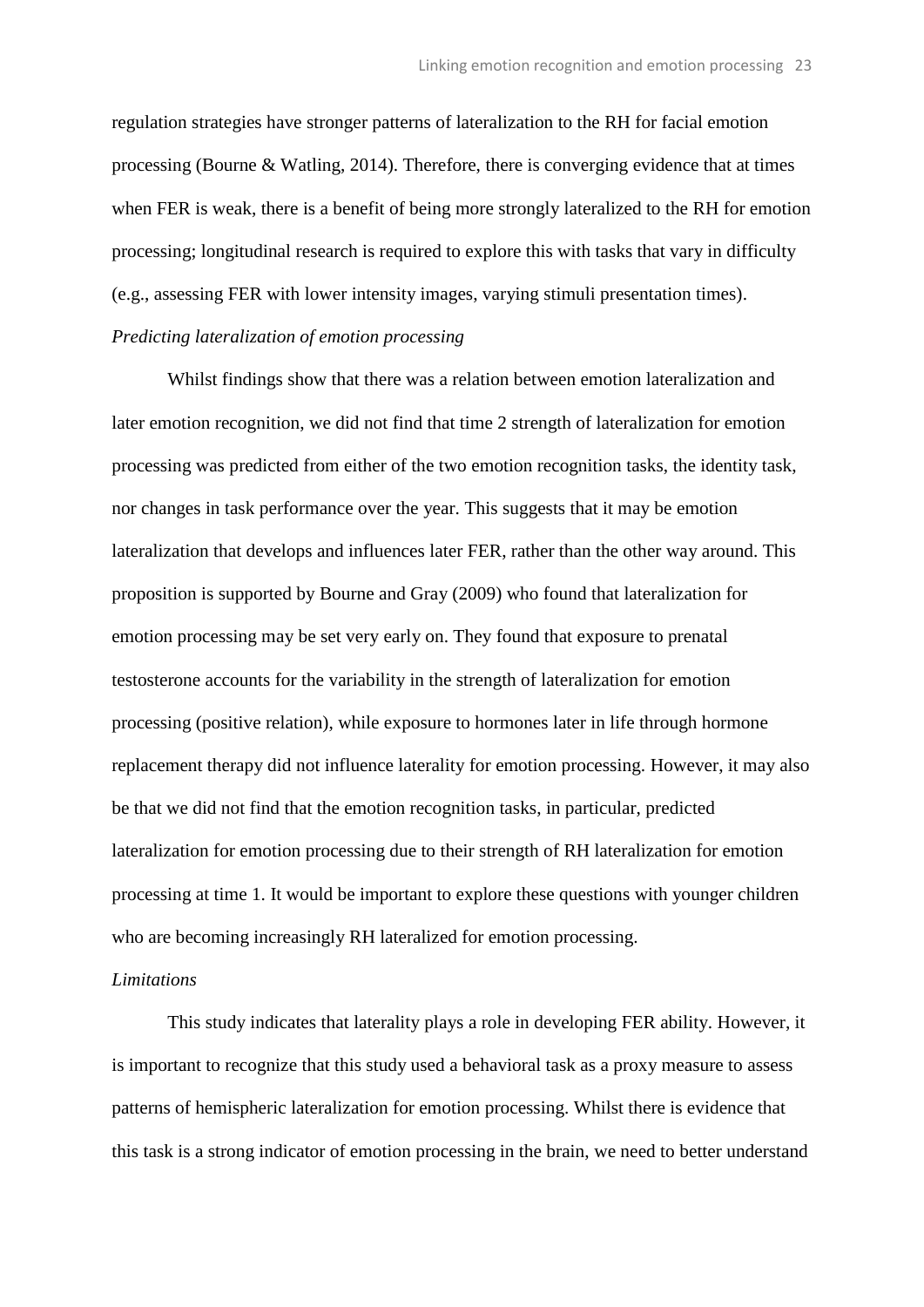regulation strategies have stronger patterns of lateralization to the RH for facial emotion processing (Bourne & Watling, 2014). Therefore, there is converging evidence that at times when FER is weak, there is a benefit of being more strongly lateralized to the RH for emotion processing; longitudinal research is required to explore this with tasks that vary in difficulty (e.g., assessing FER with lower intensity images, varying stimuli presentation times).

*Predicting lateralization of emotion processing*

Whilst findings show that there was a relation between emotion lateralization and later emotion recognition, we did not find that time 2 strength of lateralization for emotion processing was predicted from either of the two emotion recognition tasks, the identity task, nor changes in task performance over the year. This suggests that it may be emotion lateralization that develops and influences later FER, rather than the other way around. This proposition is supported by Bourne and Gray (2009) who found that lateralization for emotion processing may be set very early on. They found that exposure to prenatal testosterone accounts for the variability in the strength of lateralization for emotion processing (positive relation), while exposure to hormones later in life through hormone replacement therapy did not influence laterality for emotion processing. However, it may also be that we did not find that the emotion recognition tasks, in particular, predicted lateralization for emotion processing due to their strength of RH lateralization for emotion processing at time 1. It would be important to explore these questions with younger children who are becoming increasingly RH lateralized for emotion processing.

*Limitations*

This study indicates that laterality plays a role in developing FER ability. However, it is important to recognize that this study used a behavioral task as a proxy measure to assess patterns of hemispheric lateralization for emotion processing. Whilst there is evidence that this task is a strong indicator of emotion processing in the brain, we need to better understand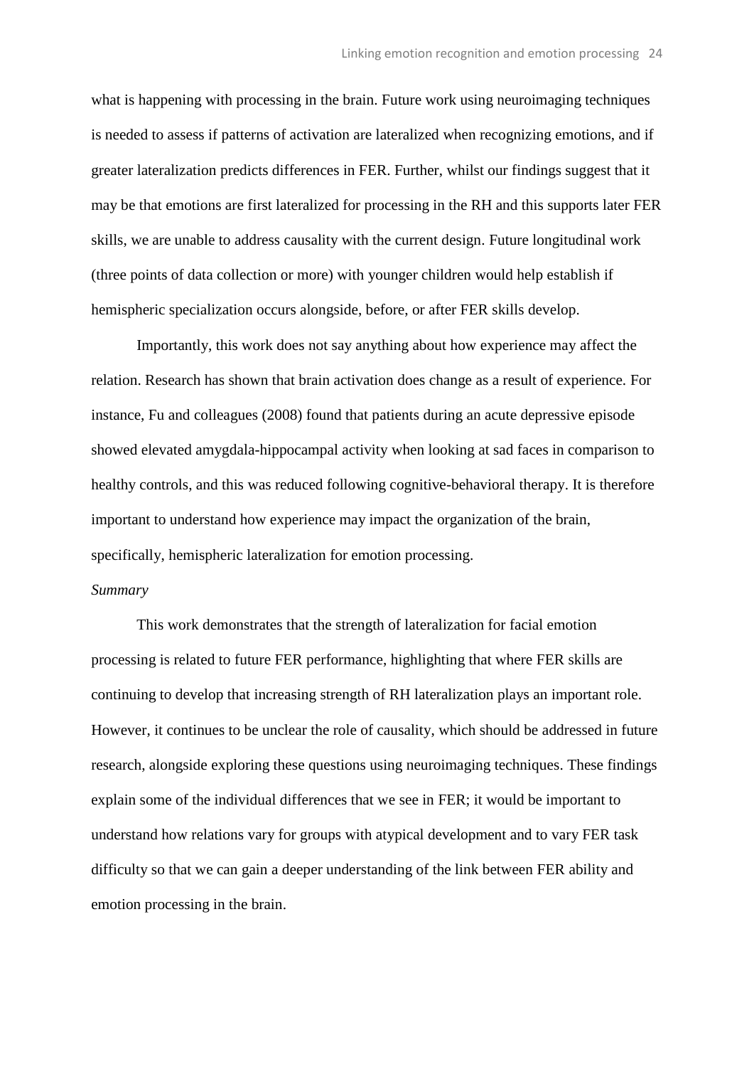what is happening with processing in the brain. Future work using neuroimaging techniques is needed to assess if patterns of activation are lateralized when recognizing emotions, and if greater lateralization predicts differences in FER. Further, whilst our findings suggest that it may be that emotions are first lateralized for processing in the RH and this supports later FER skills, we are unable to address causality with the current design. Future longitudinal work (three points of data collection or more) with younger children would help establish if hemispheric specialization occurs alongside, before, or after FER skills develop.

Importantly, this work does not say anything about how experience may affect the relation. Research has shown that brain activation does change as a result of experience. For instance, Fu and colleagues (2008) found that patients during an acute depressive episode showed elevated amygdala-hippocampal activity when looking at sad faces in comparison to healthy controls, and this was reduced following cognitive-behavioral therapy. It is therefore important to understand how experience may impact the organization of the brain, specifically, hemispheric lateralization for emotion processing.

*Summary*

This work demonstrates that the strength of lateralization for facial emotion processing is related to future FER performance, highlighting that where FER skills are continuing to develop that increasing strength of RH lateralization plays an important role. However, it continues to be unclear the role of causality, which should be addressed in future research, alongside exploring these questions using neuroimaging techniques. These findings explain some of the individual differences that we see in FER; it would be important to understand how relations vary for groups with atypical development and to vary FER task difficulty so that we can gain a deeper understanding of the link between FER ability and emotion processing in the brain.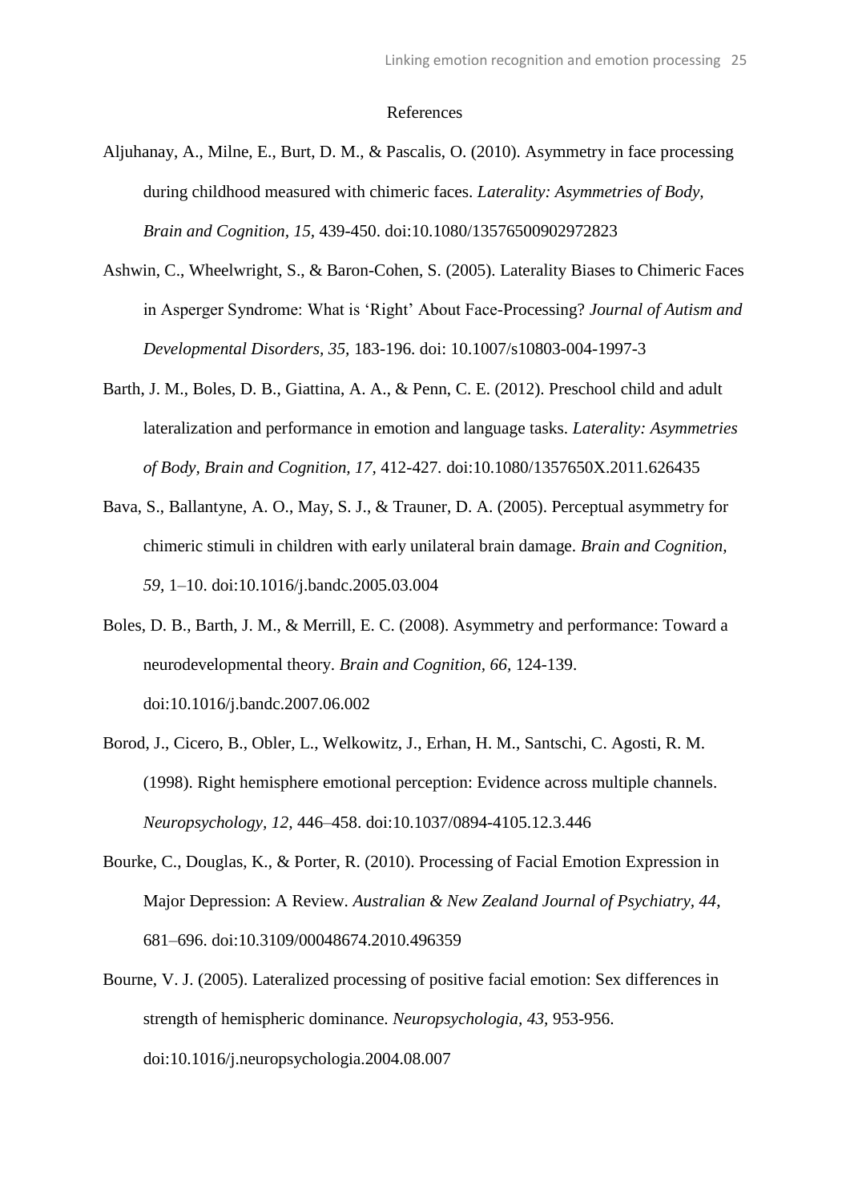# References

Aljuhanay, A., Milne, E., Burt, D. M., & Pascalis, O. (2010). Asymmetry in face processing during childhood measured with chimeric faces. *Laterality: Asymmetries of Body, Brain and Cognition, 15*, 439-450. doi:10.1080/13576500902972823

Ashwin, C., Wheelwright, S., & Baron-Cohen, S. (2005). Laterality Biases to Chimeric Faces in Asperger Syndrome: What is 'Right' About Face-Processing? *Journal of Autism and Developmental Disorders, 35,* 183-196. doi: 10.1007/s10803-004-1997-3

Barth, J. M., Boles, D. B., Giattina, A. A., & Penn, C. E. (2012). Preschool child and adult lateralization and performance in emotion and language tasks. *Laterality: Asymmetries of Body, Brain and Cognition, 17,* 412-427. doi:10.1080/1357650X.2011.626435

Bava, S., Ballantyne, A. O., May, S. J., & Trauner, D. A. (2005). Perceptual asymmetry for chimeric stimuli in children with early unilateral brain damage. *Brain and Cognition, 59,* 1–10. doi:10.1016/j.bandc.2005.03.004

Boles, D. B., Barth, J. M., & Merrill, E. C. (2008). Asymmetry and performance: Toward a neurodevelopmental theory. *Brain and Cognition, 66,* 124-139. doi:10.1016/j.bandc.2007.06.002

Borod, J., Cicero, B., Obler, L., Welkowitz, J., Erhan, H. M., Santschi, C. Agosti, R. M. (1998). Right hemisphere emotional perception: Evidence across multiple channels. *Neuropsychology, 12,* 446–458. doi:10.1037/0894-4105.12.3.446

Bourke, C., Douglas, K., & Porter, R. (2010). Processing of Facial Emotion Expression in Major Depression: A Review. *Australian & New Zealand Journal of Psychiatry, 44*, 681–696. doi:10.3109/00048674.2010.496359

Bourne, V. J. (2005). Lateralized processing of positive facial emotion: Sex differences in strength of hemispheric dominance. *Neuropsychologia, 43,* 953-956. doi:10.1016/j.neuropsychologia.2004.08.007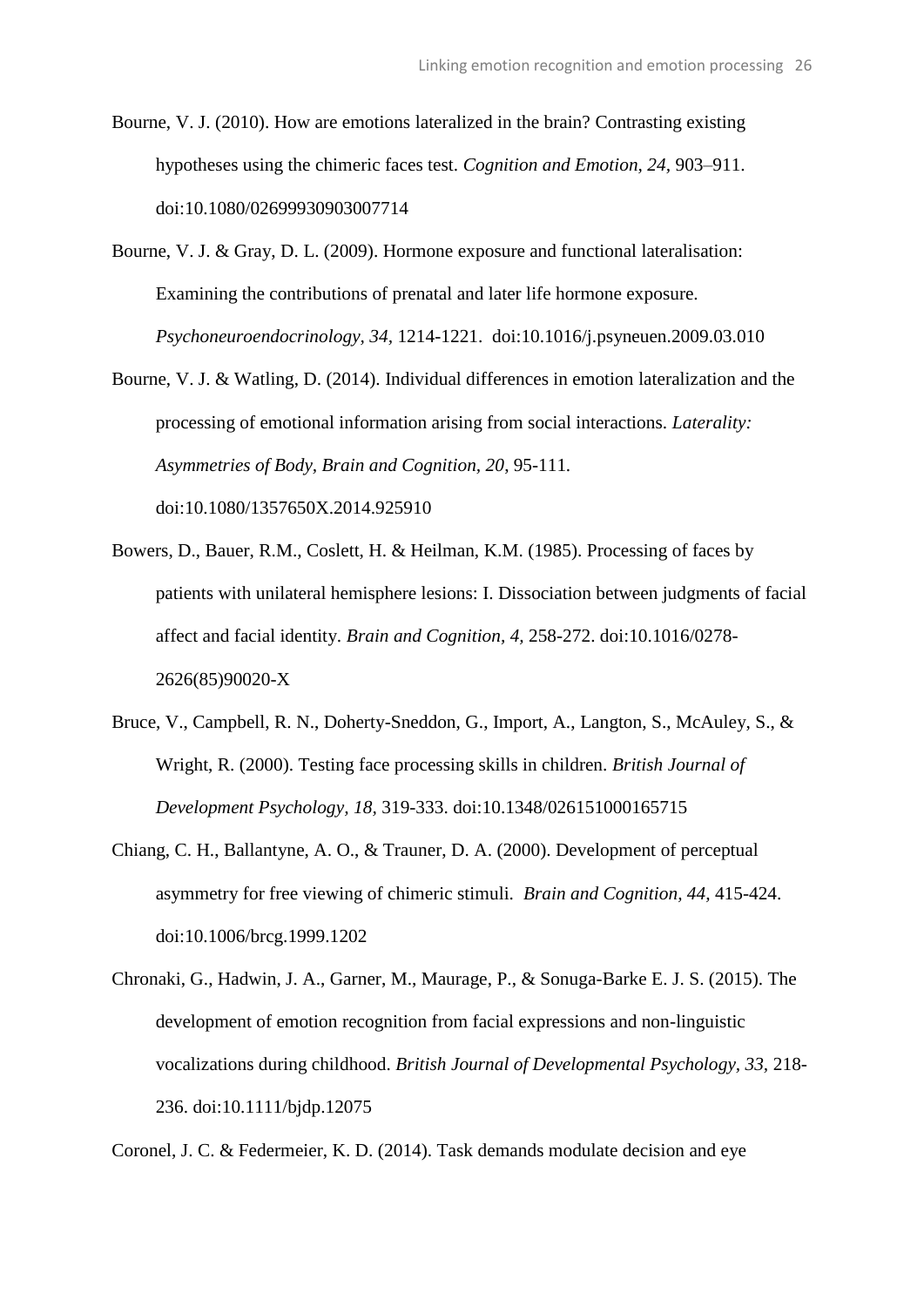Bourne, V. J. (2010). How are emotions lateralized in the brain? Contrasting existing hypotheses using the chimeric faces test. *Cognition and Emotion, 24,* 903–911. doi:10.1080/02699930903007714

Bourne, V. J. & Gray, D. L. (2009). Hormone exposure and functional lateralisation: Examining the contributions of prenatal and later life hormone exposure. *Psychoneuroendocrinology, 34,* 1214-1221. doi:10.1016/j.psyneuen.2009.03.010

Bourne, V. J. & Watling, D. (2014). Individual differences in emotion lateralization and the processing of emotional information arising from social interactions. *Laterality: Asymmetries of Body, Brain and Cognition, 20*, 95-111. doi:10.1080/1357650X.2014.925910

Bowers, D., Bauer, R.M., Coslett, H. & Heilman, K.M. (1985). Processing of faces by patients with unilateral hemisphere lesions: I. Dissociation between judgments of facial affect and facial identity. *Brain and Cognition, 4,* 258-272. doi:10.1016/0278-2626(85)90020-X

Bruce, V., Campbell, R. N., Doherty-Sneddon, G., Import, A., Langton, S., McAuley, S., & Wright, R. (2000). Testing face processing skills in children. *British Journal of Development Psychology, 18,* 319-333. doi:10.1348/026151000165715

Chiang, C. H., Ballantyne, A. O., & Trauner, D. A. (2000). Development of perceptual asymmetry for free viewing of chimeric stimuli. *Brain and Cognition, 44,* 415-424. doi:10.1006/brcg.1999.1202

Chronaki, G., Hadwin, J. A., Garner, M., Maurage, P., & Sonuga-Barke E. J. S. (2015). The development of emotion recognition from facial expressions and non-linguistic vocalizations during childhood. *British Journal of Developmental Psychology, 33*, 218-236. doi:10.1111/bjdp.12075

Coronel, J. C. & Federmeier, K. D. (2014). Task demands modulate decision and eye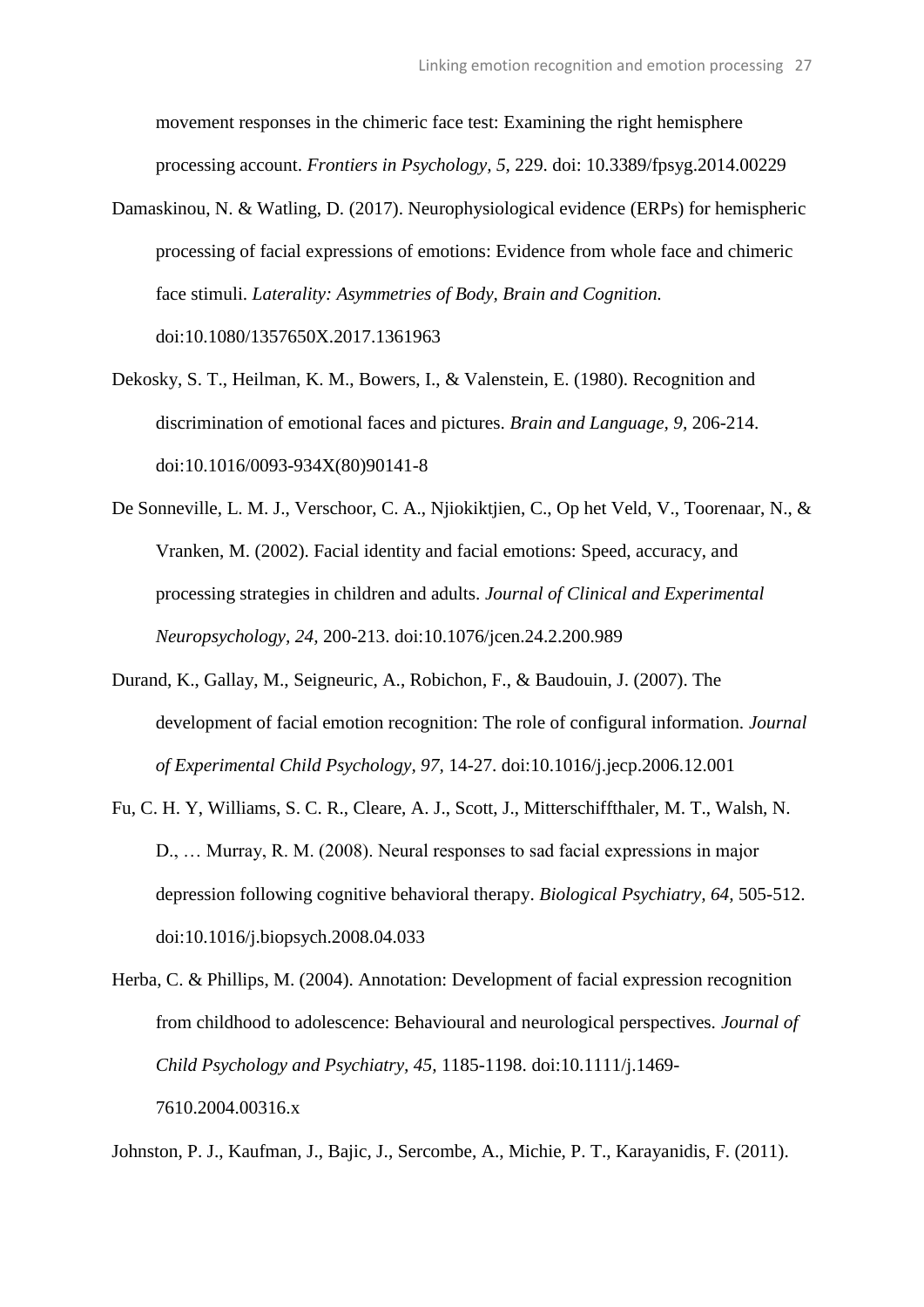movement responses in the chimeric face test: Examining the right hemisphere processing account. *Frontiers in Psychology, 5,* 229. doi: 10.3389/fpsyg.2014.00229

Damaskinou, N. & Watling, D. (2017). Neurophysiological evidence (ERPs) for hemispheric processing of facial expressions of emotions: Evidence from whole face and chimeric face stimuli. *Laterality: Asymmetries of Body, Brain and Cognition.* doi:10.1080/1357650X.2017.1361963

Dekosky, S. T., Heilman, K. M., Bowers, I., & Valenstein, E. (1980). Recognition and discrimination of emotional faces and pictures. *Brain and Language, 9,* 206-214. doi:10.1016/0093-934X(80)90141-8

De Sonneville, L. M. J., Verschoor, C. A., Njiokiktjien, C., Op het Veld, V., Toorenaar, N., & Vranken, M. (2002). Facial identity and facial emotions: Speed, accuracy, and processing strategies in children and adults. *Journal of Clinical and Experimental Neuropsychology, 24,* 200-213. doi:10.1076/jcen.24.2.200.989

Durand, K., Gallay, M., Seigneuric, A., Robichon, F., & Baudouin, J. (2007). The development of facial emotion recognition: The role of configural information. *Journal of Experimental Child Psychology, 97,* 14-27. doi:10.1016/j.jecp.2006.12.001

Fu, C. H. Y, Williams, S. C. R., Cleare, A. J., Scott, J., Mitterschiffthaler, M. T., Walsh, N. D., … Murray, R. M. (2008). Neural responses to sad facial expressions in major depression following cognitive behavioral therapy. *Biological Psychiatry, 64,* 505-512. doi:10.1016/j.biopsych.2008.04.033

Herba, C. & Phillips, M. (2004). Annotation: Development of facial expression recognition from childhood to adolescence: Behavioural and neurological perspectives. *Journal of Child Psychology and Psychiatry, 45,* 1185-1198. doi:10.1111/j.1469-7610.2004.00316.x

Johnston, P. J., Kaufman, J., Bajic, J., Sercombe, A., Michie, P. T., Karayanidis, F. (2011).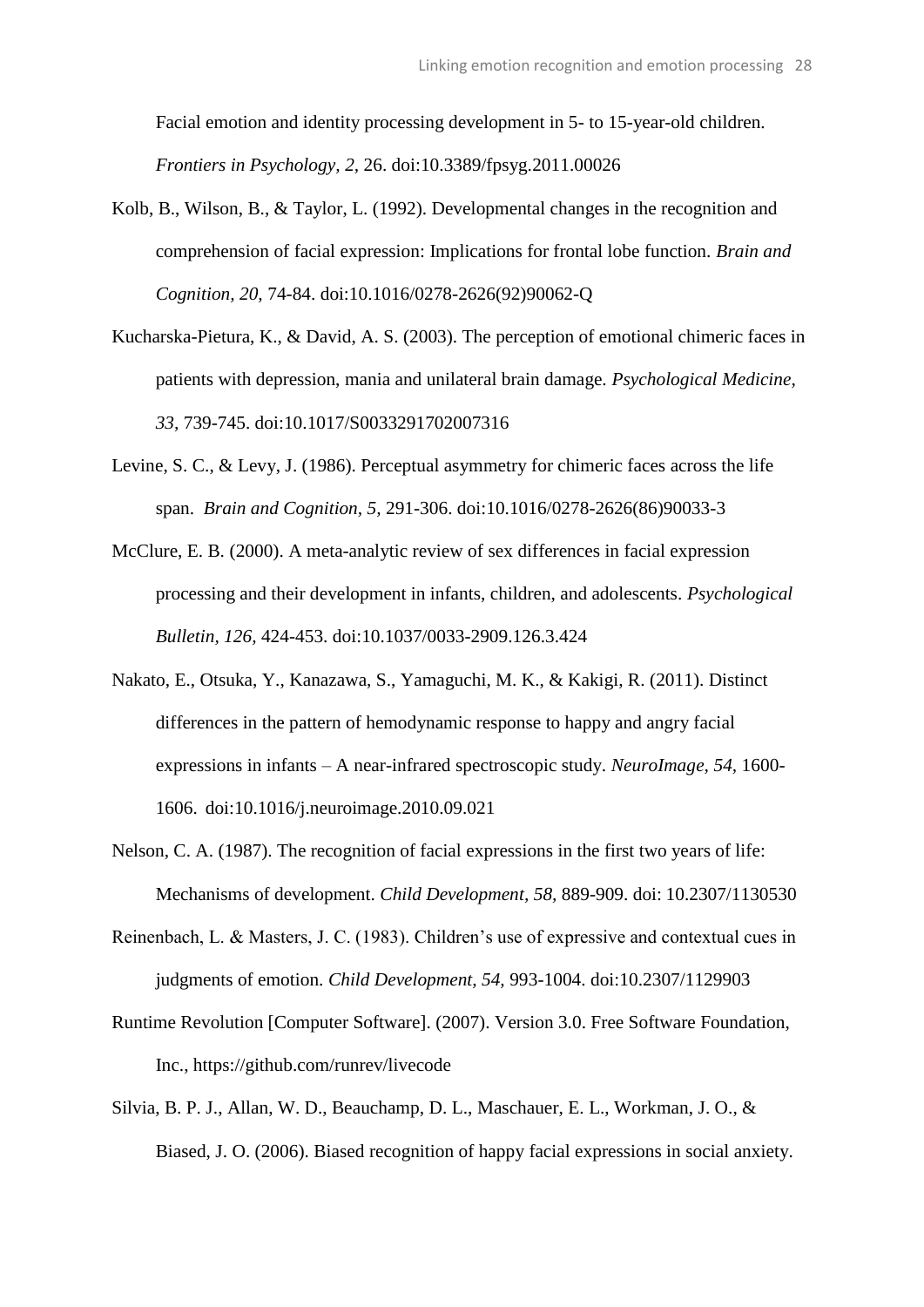Facial emotion and identity processing development in 5- to 15-year-old children. *Frontiers in Psychology, 2,* 26. doi:10.3389/fpsyg.2011.00026

Kolb, B., Wilson, B., & Taylor, L. (1992). Developmental changes in the recognition and comprehension of facial expression: Implications for frontal lobe function. *Brain and Cognition, 20,* 74-84. doi:10.1016/0278-2626(92)90062-Q

Kucharska-Pietura, K., & David, A. S. (2003). The perception of emotional chimeric faces in patients with depression, mania and unilateral brain damage. *Psychological Medicine, 33,* 739-745. doi:10.1017/S0033291702007316

Levine, S. C., & Levy, J. (1986). Perceptual asymmetry for chimeric faces across the life span. *Brain and Cognition, 5,* 291-306. doi:10.1016/0278-2626(86)90033-3

McClure, E. B. (2000). A meta-analytic review of sex differences in facial expression processing and their development in infants, children, and adolescents. *Psychological Bulletin, 126,* 424-453. doi:10.1037/0033-2909.126.3.424

Nakato, E., Otsuka, Y., Kanazawa, S., Yamaguchi, M. K., & Kakigi, R. (2011). Distinct differences in the pattern of hemodynamic response to happy and angry facial expressions in infants – A near-infrared spectroscopic study. *NeuroImage, 54,* 1600-1606. doi:10.1016/j.neuroimage.2010.09.021

Nelson, C. A. (1987). The recognition of facial expressions in the first two years of life: Mechanisms of development. *Child Development, 58,* 889-909. doi: 10.2307/1130530

Reinenbach, L. & Masters, J. C. (1983). Children's use of expressive and contextual cues in judgments of emotion. *Child Development, 54,* 993-1004. doi:10.2307/1129903

Runtime Revolution [Computer Software]. (2007). Version 3.0. Free Software Foundation, Inc., https://github.com/runrev/livecode

Silvia, B. P. J., Allan, W. D., Beauchamp, D. L., Maschauer, E. L., Workman, J. O., & Biased, J. O. (2006). Biased recognition of happy facial expressions in social anxiety.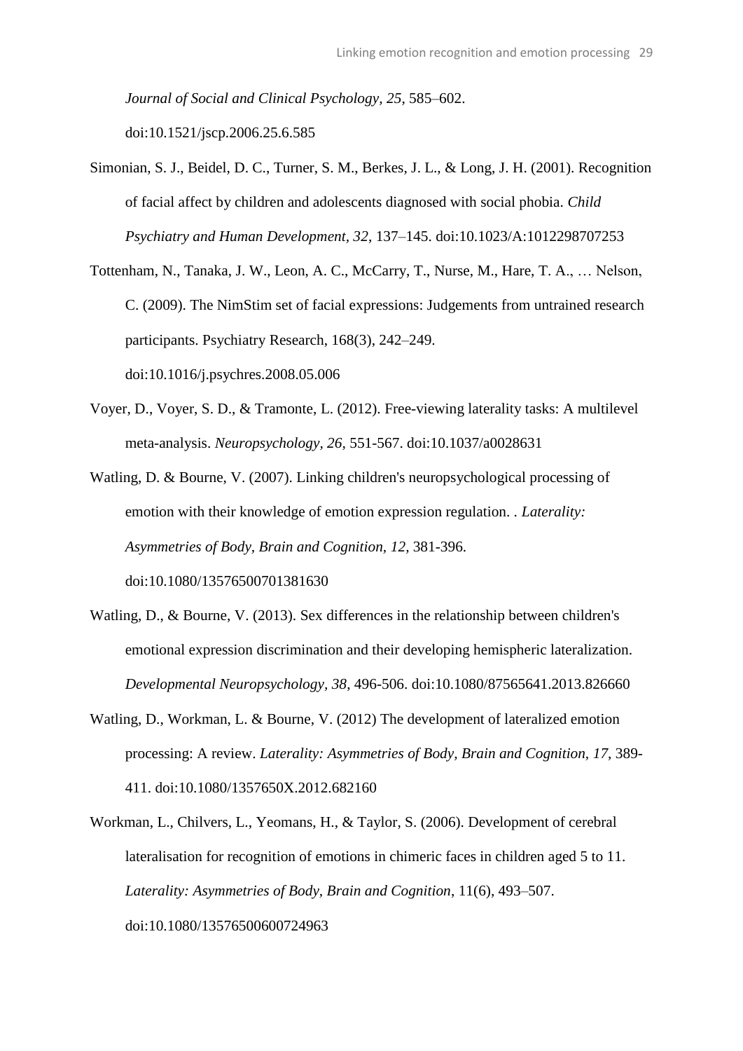*Journal of Social and Clinical Psychology, 25*, 585–602. doi:10.1521/jscp.2006.25.6.585

Simonian, S. J., Beidel, D. C., Turner, S. M., Berkes, J. L., & Long, J. H. (2001). Recognition of facial affect by children and adolescents diagnosed with social phobia. *Child Psychiatry and Human Development, 32*, 137–145. doi:10.1023/A:1012298707253

Tottenham, N., Tanaka, J. W., Leon, A. C., McCarry, T., Nurse, M., Hare, T. A., … Nelson, C. (2009). The NimStim set of facial expressions: Judgements from untrained research participants. Psychiatry Research, 168(3), 242–249. doi:10.1016/j.psychres.2008.05.006

Voyer, D., Voyer, S. D., & Tramonte, L. (2012). Free-viewing laterality tasks: A multilevel meta-analysis. *Neuropsychology, 26,* 551-567. doi:10.1037/a0028631

Watling, D. & Bourne, V. (2007). Linking children's neuropsychological processing of emotion with their knowledge of emotion expression regulation. . *Laterality: Asymmetries of Body, Brain and Cognition, 12,* 381-396. doi:10.1080/13576500701381630

Watling, D., & Bourne, V. (2013). Sex differences in the relationship between children's emotional expression discrimination and their developing hemispheric lateralization. *Developmental Neuropsychology, 38*, 496-506. doi:10.1080/87565641.2013.826660

Watling, D., Workman, L. & Bourne, V. (2012) The development of lateralized emotion processing: A review. *Laterality: Asymmetries of Body, Brain and Cognition, 17*, 389-411. doi:10.1080/1357650X.2012.682160

Workman, L., Chilvers, L., Yeomans, H., & Taylor, S. (2006). Development of cerebral lateralisation for recognition of emotions in chimeric faces in children aged 5 to 11. *Laterality: Asymmetries of Body, Brain and Cognition*, 11(6), 493–507. doi:10.1080/13576500600724963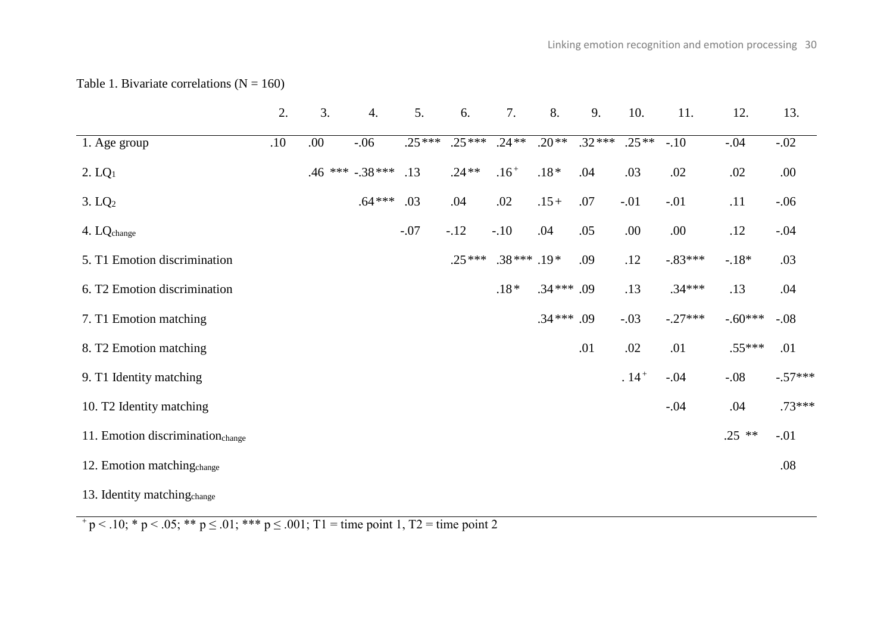Table 1. Bivariate correlations (N = 160)

| | 2. | 3. | 4. | 5. | 6. | 7. | 8. | 9. | 10. | 11. | 12. | 13. |
|---|---|---|---|---|---|---|---|---|---|---|---|---|
| 1. Age group | .10 | .00 | -.06 | .25*** | .25*** | .24** | .20** | .32*** | .25** | -.10 | -.04 | -.02 |
| 2. $LQ_1$ | | .46 *** | -.38*** | .13 | .24** | .16$^+$ | .18* | .04 | .03 | .02 | .02 | .00 |
| 3. $LQ_2$ | | | .64*** | .03 | .04 | .02 | .15+ | .07 | -.01 | -.01 | .11 | -.06 |
| 4. $LQ_{change}$ | | | | -.07 | -.12 | -.10 | .04 | .05 | .00 | .00 | .12 | -.04 |
| 5. T1 Emotion discrimination | | | | | .25*** | .38*** | .19* | .09 | .12 | -.83*** | -.18* | .03 |
| 6. T2 Emotion discrimination | | | | | | .18* | .34*** | .09 | .13 | .34*** | .13 | .04 |
| 7. T1 Emotion matching | | | | | | | .34*** | .09 | -.03 | -.27*** | -.60*** | -.08 |
| 8. T2 Emotion matching | | | | | | | | .01 | .02 | .01 | .55*** | .01 |
| 9. T1 Identity matching | | | | | | | | | . 14$^+$ | -.04 | -.08 | -.57*** |
| 10. T2 Identity matching | | | | | | | | | | -.04 | .04 | .73*** |
| 11. Emotion discrimination$_{change}$ | | | | | | | | | | | .25 ** | -.01 |
| 12. Emotion matching$_{change}$ | | | | | | | | | | | | .08 |
| 13. Identity matching$_{change}$ | | | | | | | | | | | | |

$^+$ $p < .10$; * $p < .05$; ** $p \leq .01$; *** $p \leq .001$; T1 = time point 1, T2 = time point 2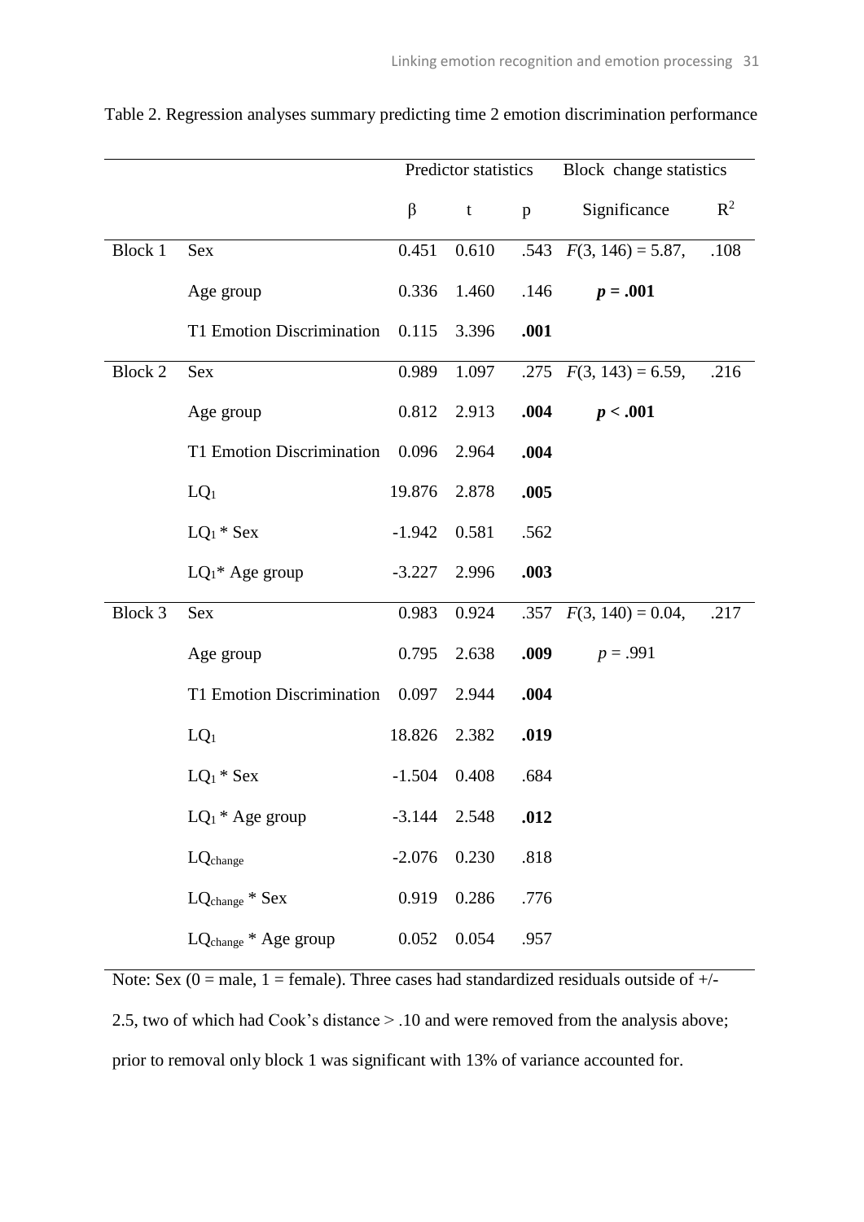Table 2. Regression analyses summary predicting time 2 emotion discrimination performance

| | | Predictor statistics | | | Block change statistics | |
|---|---|---|---|---|---|---|
| | | β | t | p | Significance | $R^2$ |
| Block 1 | Sex | 0.451 | 0.610 | .543 | $F(3, 146) = 5.87$, | .108 |
| | Age group | 0.336 | 1.460 | .146 | $\boldsymbol{p = .001}$ | |
| | T1 Emotion Discrimination | 0.115 | 3.396 | **.001** | | |
| Block 2 | Sex | 0.989 | 1.097 | .275 | $F(3, 143) = 6.59$, | .216 |
| | Age group | 0.812 | 2.913 | **.004** | $\boldsymbol{p < .001}$ | |
| | T1 Emotion Discrimination | 0.096 | 2.964 | **.004** | | |
| | $LQ_1$ | 19.876 | 2.878 | **.005** | | |
| | $LQ_1$ * Sex | -1.942 | 0.581 | .562 | | |
| | $LQ_1$* Age group | -3.227 | 2.996 | **.003** | | |
| Block 3 | Sex | 0.983 | 0.924 | .357 | $F(3, 140) = 0.04$, | .217 |
| | Age group | 0.795 | 2.638 | **.009** | $p = .991$ | |
| | T1 Emotion Discrimination | 0.097 | 2.944 | **.004** | | |
| | $LQ_1$ | 18.826 | 2.382 | **.019** | | |
| | $LQ_1$ * Sex | -1.504 | 0.408 | .684 | | |
| | $LQ_1$ * Age group | -3.144 | 2.548 | **.012** | | |
| | $LQ_{change}$ | -2.076 | 0.230 | .818 | | |
| | $LQ_{change}$ * Sex | 0.919 | 0.286 | .776 | | |
| | $LQ_{change}$ * Age group | 0.052 | 0.054 | .957 | | |

Note: Sex (0 = male, 1 = female). Three cases had standardized residuals outside of +/- 2.5, two of which had Cook's distance > .10 and were removed from the analysis above; prior to removal only block 1 was significant with 13% of variance accounted for.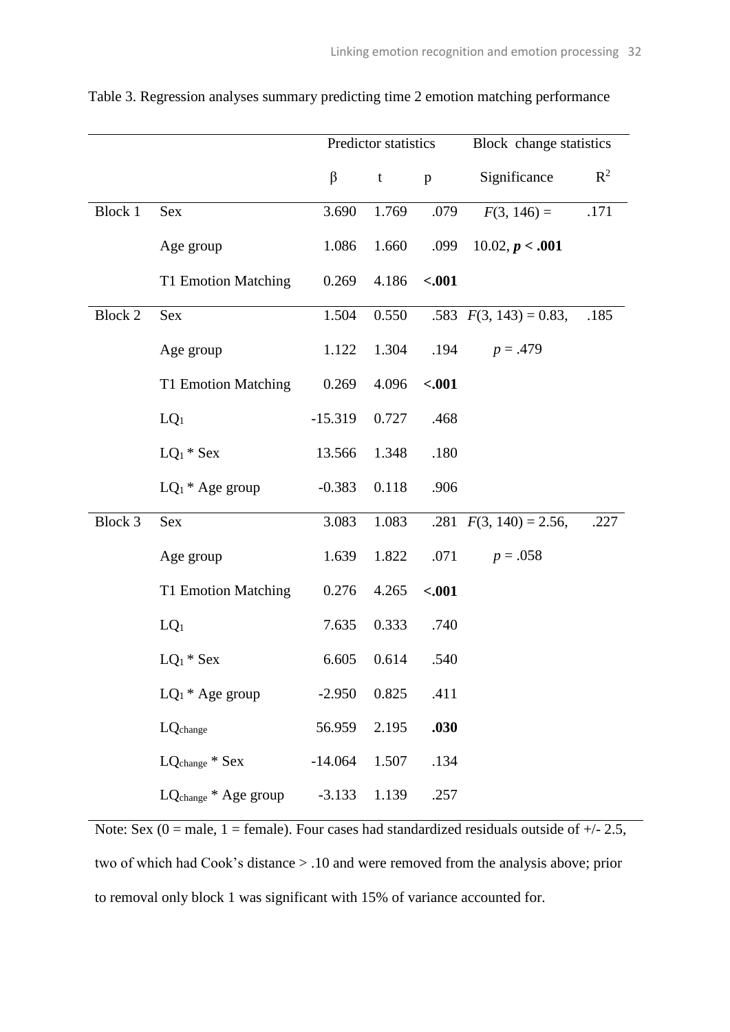Table 3. Regression analyses summary predicting time 2 emotion matching performance

| | | Predictor statistics | | | Block change statistics | |
|---|---|---|---|---|---|---|
| | | β | t | p | Significance | $R^2$ |
| Block 1 | Sex | 3.690 | 1.769 | .079 | $F(3, 146) =$ 10.02, ***p* < .001** | .171 |
| | Age group | 1.086 | 1.660 | .099 | | |
| | T1 Emotion Matching | 0.269 | 4.186 | **<.001** | | |
| Block 2 | Sex | 1.504 | 0.550 | .583 | $F(3, 143) = 0.83$, $p = .479$ | .185 |
| | Age group | 1.122 | 1.304 | .194 | | |
| | T1 Emotion Matching | 0.269 | 4.096 | **<.001** | | |
| | $LQ_1$ | -15.319 | 0.727 | .468 | | |
| | $LQ_1$ * Sex | 13.566 | 1.348 | .180 | | |
| | $LQ_1$ * Age group | -0.383 | 0.118 | .906 | | |
| Block 3 | Sex | 3.083 | 1.083 | .281 | $F(3, 140) = 2.56$, $p = .058$ | .227 |
| | Age group | 1.639 | 1.822 | .071 | | |
| | T1 Emotion Matching | 0.276 | 4.265 | **<.001** | | |
| | $LQ_1$ | 7.635 | 0.333 | .740 | | |
| | $LQ_1$ * Sex | 6.605 | 0.614 | .540 | | |
| | $LQ_1$ * Age group | -2.950 | 0.825 | .411 | | |
| | $LQ_{change}$ | 56.959 | 2.195 | **.030** | | |
| | $LQ_{change}$ * Sex | -14.064 | 1.507 | .134 | | |
| | $LQ_{change}$ * Age group | -3.133 | 1.139 | .257 | | |

Note: Sex (0 = male, 1 = female). Four cases had standardized residuals outside of +/- 2.5, two of which had Cook's distance > .10 and were removed from the analysis above; prior to removal only block 1 was significant with 15% of variance accounted for.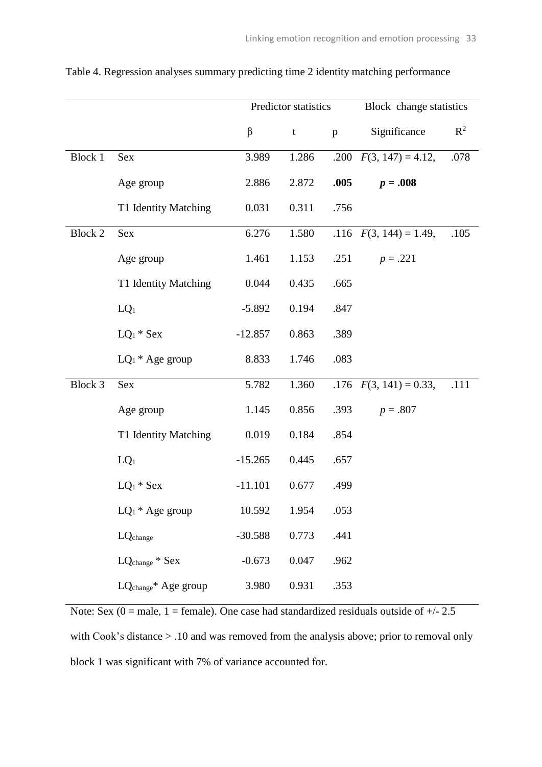Table 4. Regression analyses summary predicting time 2 identity matching performance

| | | Predictor statistics | | | Block change statistics | |
|---|---|---|---|---|---|---|
| | | β | t | p | Significance | $R^2$ |
| Block 1 | Sex | 3.989 | 1.286 | .200 | $F(3, 147) = 4.12$, | .078 |
| | Age group | 2.886 | 2.872 | **.005** | $\boldsymbol{p = .008}$ | |
| | T1 Identity Matching | 0.031 | 0.311 | .756 | | |
| Block 2 | Sex | 6.276 | 1.580 | .116 | $F(3, 144) = 1.49$, | .105 |
| | Age group | 1.461 | 1.153 | .251 | $p = .221$ | |
| | T1 Identity Matching | 0.044 | 0.435 | .665 | | |
| | $LQ_1$ | -5.892 | 0.194 | .847 | | |
| | $LQ_1$ * Sex | -12.857 | 0.863 | .389 | | |
| | $LQ_1$ * Age group | 8.833 | 1.746 | .083 | | |
| Block 3 | Sex | 5.782 | 1.360 | .176 | $F(3, 141) = 0.33$, | .111 |
| | Age group | 1.145 | 0.856 | .393 | $p = .807$ | |
| | T1 Identity Matching | 0.019 | 0.184 | .854 | | |
| | $LQ_1$ | -15.265 | 0.445 | .657 | | |
| | $LQ_1$ * Sex | -11.101 | 0.677 | .499 | | |
| | $LQ_1$ * Age group | 10.592 | 1.954 | .053 | | |
| | $LQ_{change}$ | -30.588 | 0.773 | .441 | | |
| | $LQ_{change}$ * Sex | -0.673 | 0.047 | .962 | | |
| | $LQ_{change}$* Age group | 3.980 | 0.931 | .353 | | |

Note: Sex (0 = male, 1 = female). One case had standardized residuals outside of +/- 2.5 with Cook's distance > .10 and was removed from the analysis above; prior to removal only block 1 was significant with 7% of variance accounted for.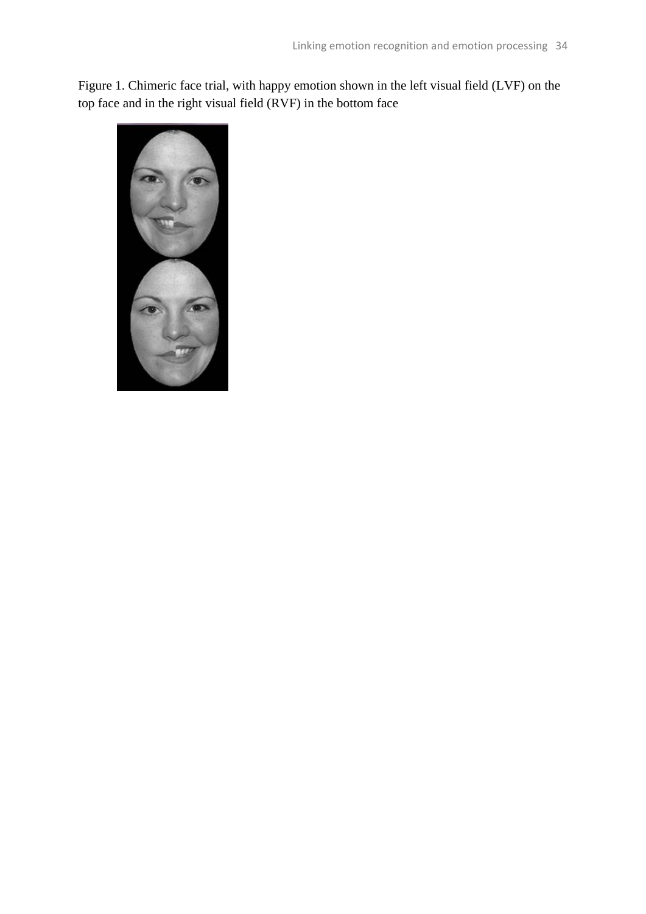Figure 1. Chimeric face trial, with happy emotion shown in the left visual field (LVF) on the top face and in the right visual field (RVF) in the bottom face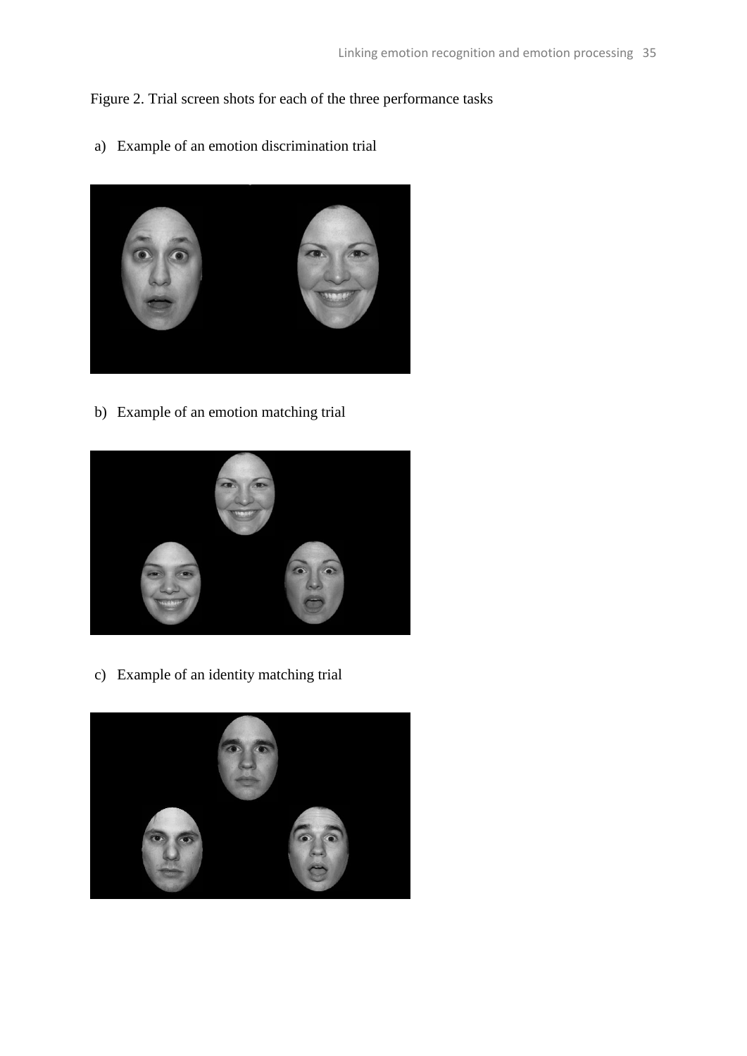Figure 2. Trial screen shots for each of the three performance tasks

a) Example of an emotion discrimination trial

b) Example of an emotion matching trial

c) Example of an identity matching trial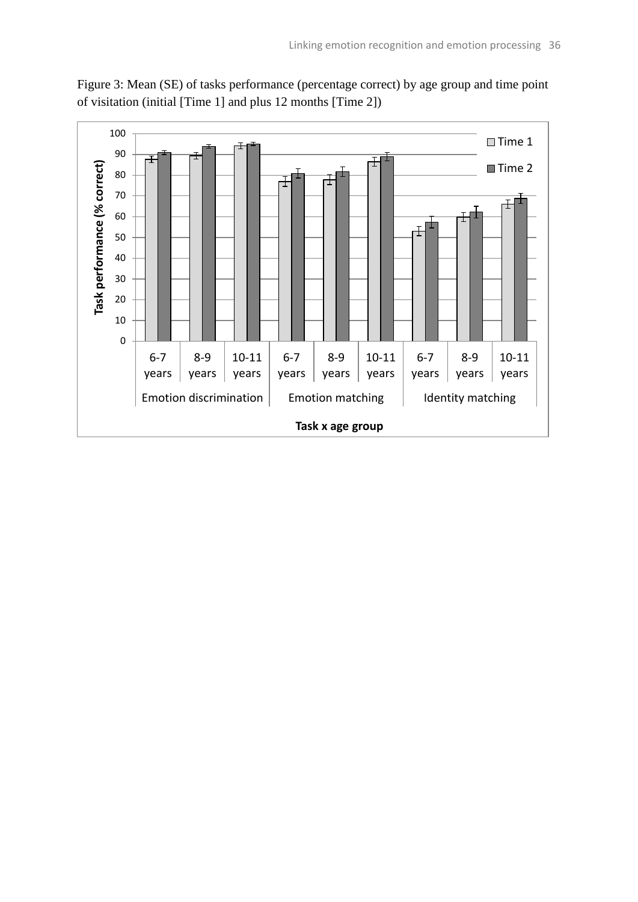Figure 3: Mean (SE) of tasks performance (percentage correct) by age group and time point of visitation (initial [Time 1] and plus 12 months [Time 2])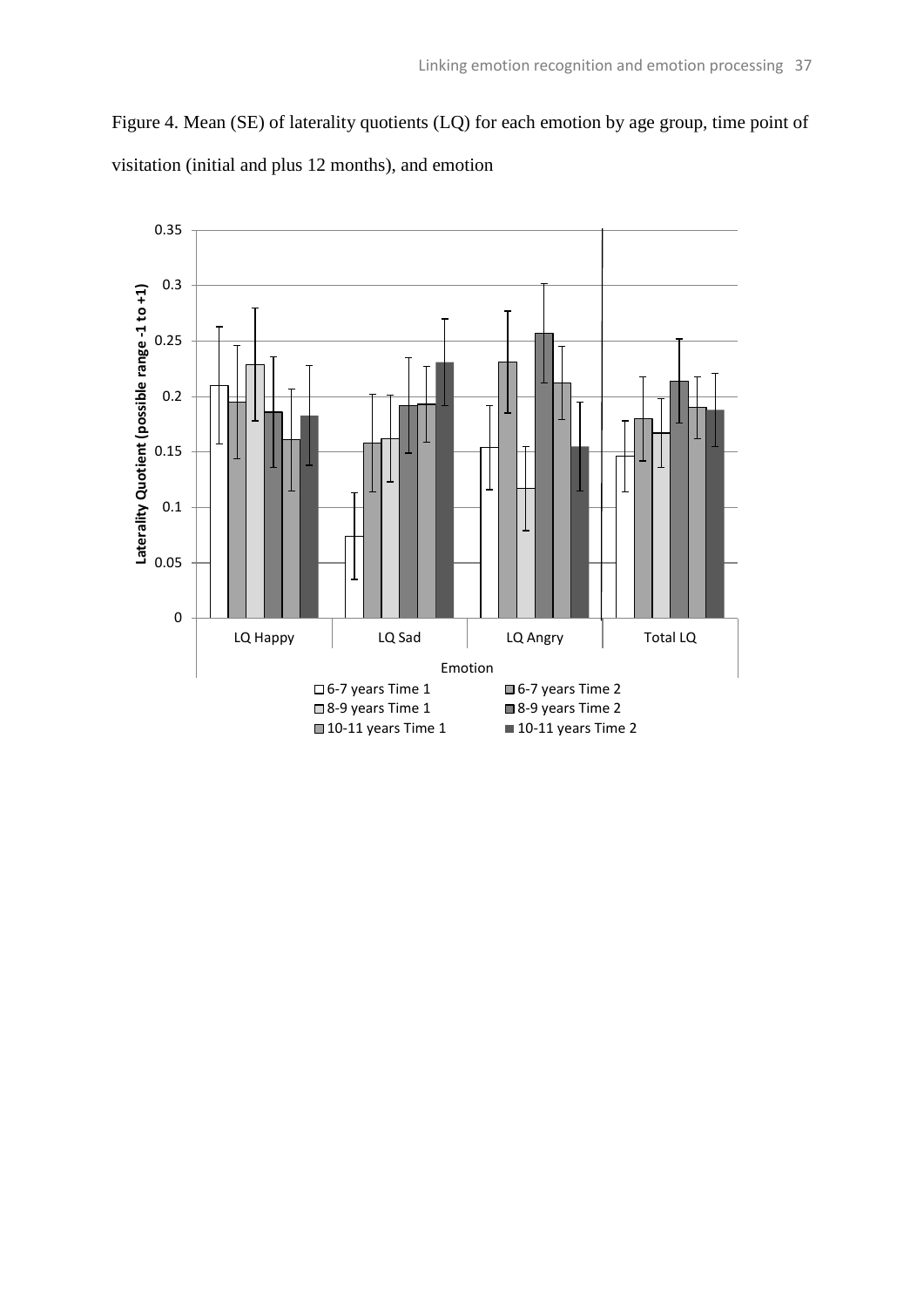Figure 4. Mean (SE) of laterality quotients (LQ) for each emotion by age group, time point of visitation (initial and plus 12 months), and emotion

Laterality Quotient (possible range -1 to +1)

0.35
0.3
0.25
0.2
0.15
0.1
0.05
0

LQ Happy
LQ Sad
LQ Angry
Total LQ

Emotion

6-7 years Time 1
6-7 years Time 2
8-9 years Time 1
8-9 years Time 2
10-11 years Time 1
10-11 years Time 2